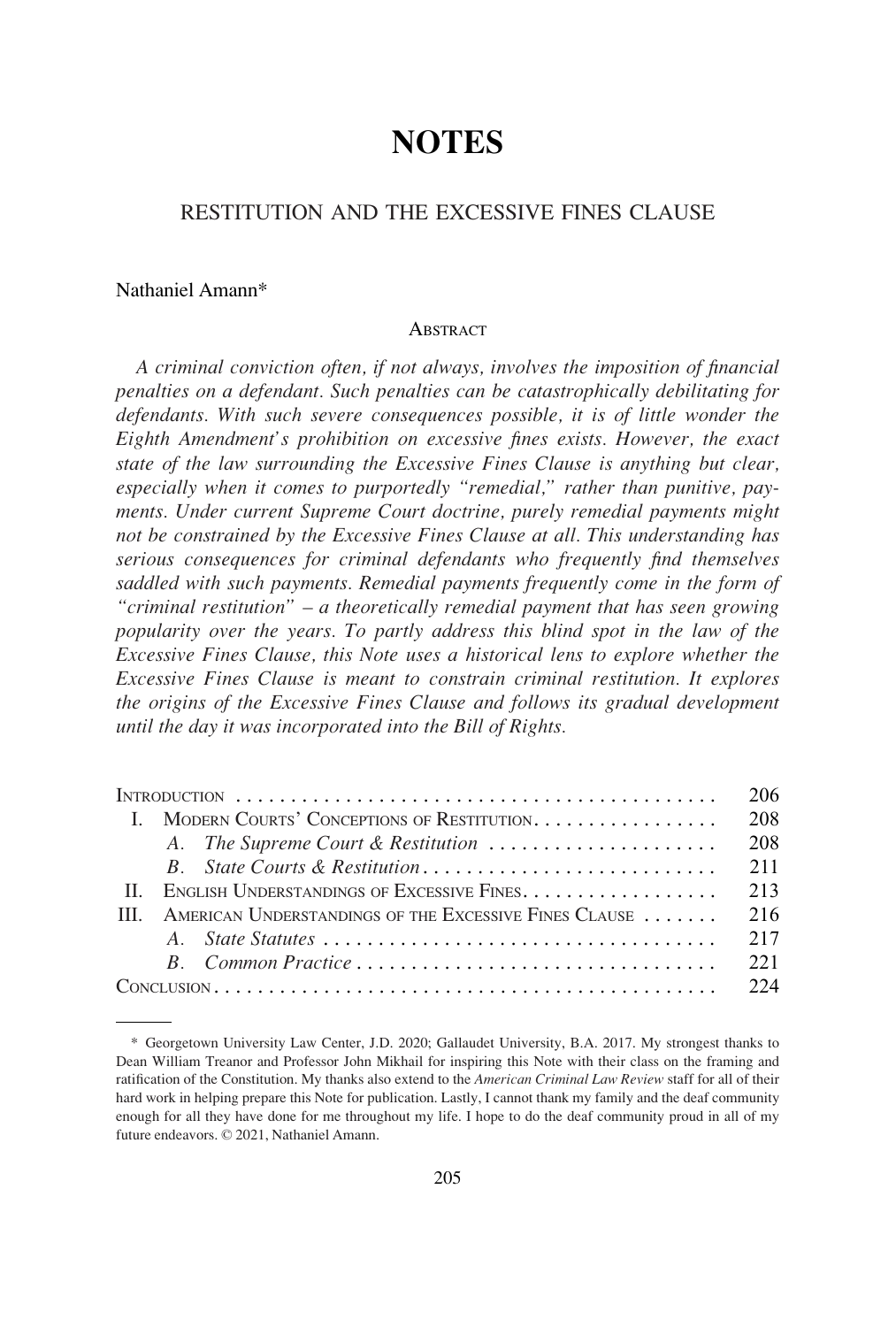# NOTES

## RESTITUTION AND THE EXCESSIVE FINES CLAUSE

Nathaniel Amann*

### Abstract

*A criminal conviction often, if not always, involves the imposition of financial penalties on a defendant. Such penalties can be catastrophically debilitating for defendants. With such severe consequences possible, it is of little wonder the Eighth Amendment's prohibition on excessive fines exists. However, the exact state of the law surrounding the Excessive Fines Clause is anything but clear, especially when it comes to purportedly "remedial," rather than punitive, payments. Under current Supreme Court doctrine, purely remedial payments might not be constrained by the Excessive Fines Clause at all. This understanding has serious consequences for criminal defendants who frequently find themselves saddled with such payments. Remedial payments frequently come in the form of "criminal restitution" – a theoretically remedial payment that has seen growing popularity over the years. To partly address this blind spot in the law of the Excessive Fines Clause, this Note uses a historical lens to explore whether the Excessive Fines Clause is meant to constrain criminal restitution. It explores the origins of the Excessive Fines Clause and follows its gradual development until the day it was incorporated into the Bill of Rights.*

| | |
|---|---|
| Introduction | 206 |
| I. Modern Courts' Conceptions of Restitution | 208 |
| *A. The Supreme Court & Restitution* | 208 |
| *B. State Courts & Restitution* | 211 |
| II. English Understandings of Excessive Fines | 213 |
| III. American Understandings of the Excessive Fines Clause | 216 |
| *A. State Statutes* | 217 |
| *B. Common Practice* | 221 |
| Conclusion | 224 |

\* Georgetown University Law Center, J.D. 2020; Gallaudet University, B.A. 2017. My strongest thanks to Dean William Treanor and Professor John Mikhail for inspiring this Note with their class on the framing and ratification of the Constitution. My thanks also extend to the *American Criminal Law Review* staff for all of their hard work in helping prepare this Note for publication. Lastly, I cannot thank my family and the deaf community enough for all they have done for me throughout my life. I hope to do the deaf community proud in all of my future endeavors. © 2021, Nathaniel Amann.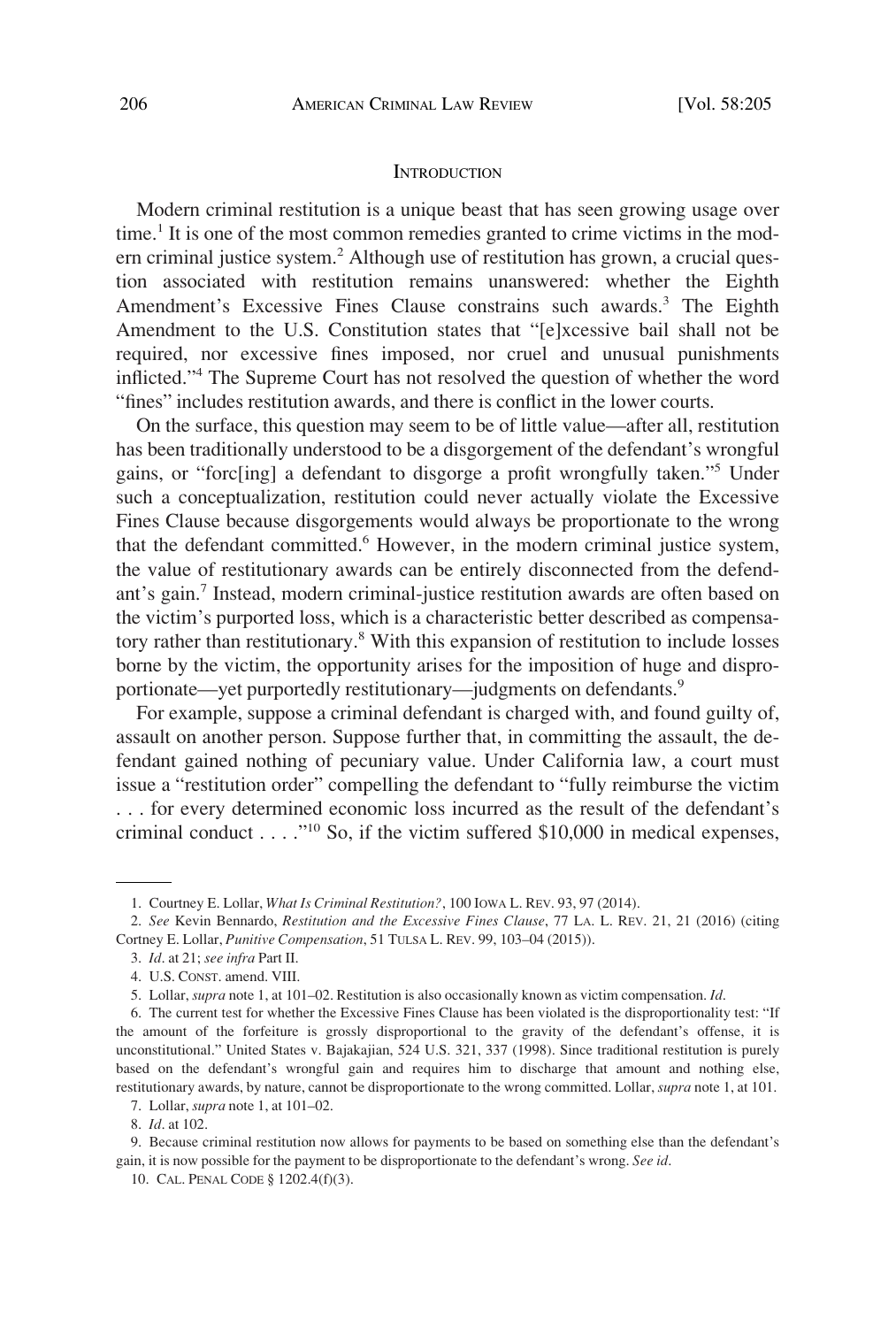## Introduction

Modern criminal restitution is a unique beast that has seen growing usage over time.[1] It is one of the most common remedies granted to crime victims in the modern criminal justice system.[2] Although use of restitution has grown, a crucial question associated with restitution remains unanswered: whether the Eighth Amendment's Excessive Fines Clause constrains such awards.[3] The Eighth Amendment to the U.S. Constitution states that "[e]xcessive bail shall not be required, nor excessive fines imposed, nor cruel and unusual punishments inflicted."[4] The Supreme Court has not resolved the question of whether the word "fines" includes restitution awards, and there is conflict in the lower courts.

On the surface, this question may seem to be of little value—after all, restitution has been traditionally understood to be a disgorgement of the defendant's wrongful gains, or "forc[ing] a defendant to disgorge a profit wrongfully taken."[5] Under such a conceptualization, restitution could never actually violate the Excessive Fines Clause because disgorgements would always be proportionate to the wrong that the defendant committed.[6] However, in the modern criminal justice system, the value of restitutionary awards can be entirely disconnected from the defendant's gain.[7] Instead, modern criminal-justice restitution awards are often based on the victim's purported loss, which is a characteristic better described as compensatory rather than restitutionary.[8] With this expansion of restitution to include losses borne by the victim, the opportunity arises for the imposition of huge and disproportionate—yet purportedly restitutionary—judgments on defendants.[9]

For example, suppose a criminal defendant is charged with, and found guilty of, assault on another person. Suppose further that, in committing the assault, the defendant gained nothing of pecuniary value. Under California law, a court must issue a "restitution order" compelling the defendant to "fully reimburse the victim . . . for every determined economic loss incurred as the result of the defendant's criminal conduct . . . ."[10] So, if the victim suffered $10,000 in medical expenses,

---

1. Courtney E. Lollar, *What Is Criminal Restitution?*, 100 Iowa L. Rev. 93, 97 (2014).

2. *See* Kevin Bennardo, *Restitution and the Excessive Fines Clause*, 77 La. L. Rev. 21, 21 (2016) (citing Cortney E. Lollar, *Punitive Compensation*, 51 Tulsa L. Rev. 99, 103–04 (2015)).

3. *Id*. at 21; *see infra* Part II.

4. U.S. Const. amend. VIII.

5. Lollar, *supra* note 1, at 101–02. Restitution is also occasionally known as victim compensation. *Id*.

6. The current test for whether the Excessive Fines Clause has been violated is the disproportionality test: "If the amount of the forfeiture is grossly disproportional to the gravity of the defendant's offense, it is unconstitutional." United States v. Bajakajian, 524 U.S. 321, 337 (1998). Since traditional restitution is purely based on the defendant's wrongful gain and requires him to discharge that amount and nothing else, restitutionary awards, by nature, cannot be disproportionate to the wrong committed. Lollar, *supra* note 1, at 101.

7. Lollar, *supra* note 1, at 101–02.

8. *Id*. at 102.

9. Because criminal restitution now allows for payments to be based on something else than the defendant's gain, it is now possible for the payment to be disproportionate to the defendant's wrong. *See id*.

10. Cal. Penal Code § 1202.4(f)(3).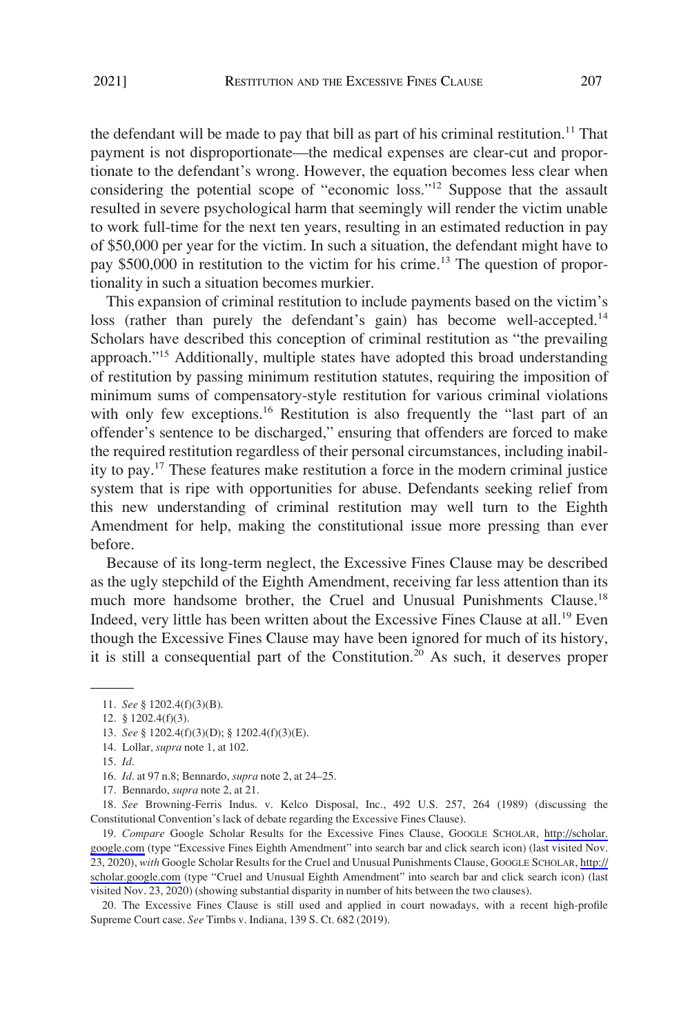the defendant will be made to pay that bill as part of his criminal restitution.[11] That payment is not disproportionate—the medical expenses are clear-cut and proportionate to the defendant's wrong. However, the equation becomes less clear when considering the potential scope of "economic loss."[12] Suppose that the assault resulted in severe psychological harm that seemingly will render the victim unable to work full-time for the next ten years, resulting in an estimated reduction in pay of $50,000 per year for the victim. In such a situation, the defendant might have to pay $500,000 in restitution to the victim for his crime.[13] The question of proportionality in such a situation becomes murkier.

This expansion of criminal restitution to include payments based on the victim's loss (rather than purely the defendant's gain) has become well-accepted.[14] Scholars have described this conception of criminal restitution as "the prevailing approach."[15] Additionally, multiple states have adopted this broad understanding of restitution by passing minimum restitution statutes, requiring the imposition of minimum sums of compensatory-style restitution for various criminal violations with only few exceptions.[16] Restitution is also frequently the "last part of an offender's sentence to be discharged," ensuring that offenders are forced to make the required restitution regardless of their personal circumstances, including inability to pay.[17] These features make restitution a force in the modern criminal justice system that is ripe with opportunities for abuse. Defendants seeking relief from this new understanding of criminal restitution may well turn to the Eighth Amendment for help, making the constitutional issue more pressing than ever before.

Because of its long-term neglect, the Excessive Fines Clause may be described as the ugly stepchild of the Eighth Amendment, receiving far less attention than its much more handsome brother, the Cruel and Unusual Punishments Clause.[18] Indeed, very little has been written about the Excessive Fines Clause at all.[19] Even though the Excessive Fines Clause may have been ignored for much of its history, it is still a consequential part of the Constitution.[20] As such, it deserves proper

11. *See* § 1202.4(f)(3)(B).

12. § 1202.4(f)(3).

13. *See* § 1202.4(f)(3)(D); § 1202.4(f)(3)(E).

14. Lollar, *supra* note 1, at 102.

15. *Id*.

16. *Id*. at 97 n.8; Bennardo, *supra* note 2, at 24–25.

17. Bennardo, *supra* note 2, at 21.

18. *See* Browning-Ferris Indus. v. Kelco Disposal, Inc., 492 U.S. 257, 264 (1989) (discussing the Constitutional Convention's lack of debate regarding the Excessive Fines Clause).

19. *Compare* Google Scholar Results for the Excessive Fines Clause, GOOGLE SCHOLAR, http://scholar.google.com (type "Excessive Fines Eighth Amendment" into search bar and click search icon) (last visited Nov. 23, 2020), *with* Google Scholar Results for the Cruel and Unusual Punishments Clause, GOOGLE SCHOLAR, http://scholar.google.com (type "Cruel and Unusual Eighth Amendment" into search bar and click search icon) (last visited Nov. 23, 2020) (showing substantial disparity in number of hits between the two clauses).

20. The Excessive Fines Clause is still used and applied in court nowadays, with a recent high-profile Supreme Court case. *See* Timbs v. Indiana, 139 S. Ct. 682 (2019).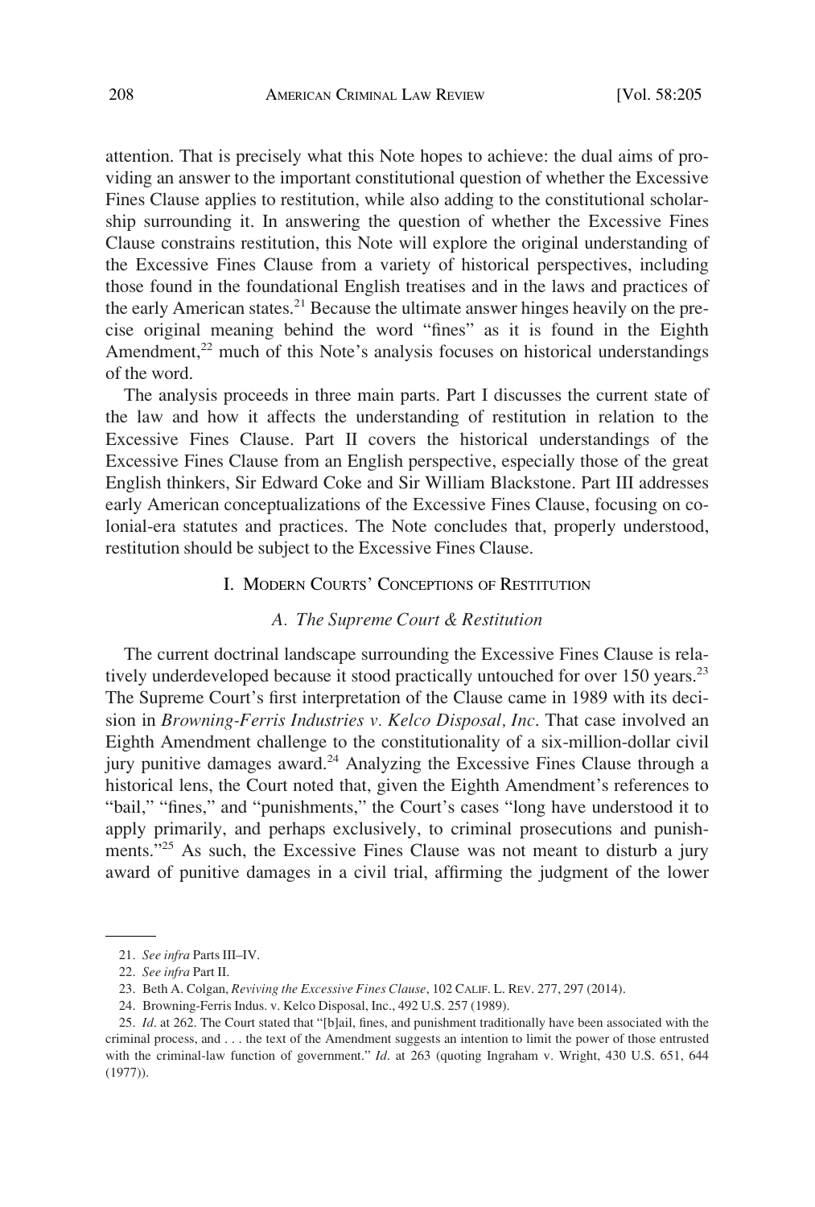attention. That is precisely what this Note hopes to achieve: the dual aims of providing an answer to the important constitutional question of whether the Excessive Fines Clause applies to restitution, while also adding to the constitutional scholarship surrounding it. In answering the question of whether the Excessive Fines Clause constrains restitution, this Note will explore the original understanding of the Excessive Fines Clause from a variety of historical perspectives, including those found in the foundational English treatises and in the laws and practices of the early American states.[21] Because the ultimate answer hinges heavily on the precise original meaning behind the word "fines" as it is found in the Eighth Amendment,[22] much of this Note's analysis focuses on historical understandings of the word.

The analysis proceeds in three main parts. Part I discusses the current state of the law and how it affects the understanding of restitution in relation to the Excessive Fines Clause. Part II covers the historical understandings of the Excessive Fines Clause from an English perspective, especially those of the great English thinkers, Sir Edward Coke and Sir William Blackstone. Part III addresses early American conceptualizations of the Excessive Fines Clause, focusing on colonial-era statutes and practices. The Note concludes that, properly understood, restitution should be subject to the Excessive Fines Clause.

## I. Modern Courts' Conceptions of Restitution

### *A. The Supreme Court & Restitution*

The current doctrinal landscape surrounding the Excessive Fines Clause is relatively underdeveloped because it stood practically untouched for over 150 years.[23] The Supreme Court's first interpretation of the Clause came in 1989 with its decision in *Browning-Ferris Industries v. Kelco Disposal, Inc*. That case involved an Eighth Amendment challenge to the constitutionality of a six-million-dollar civil jury punitive damages award.[24] Analyzing the Excessive Fines Clause through a historical lens, the Court noted that, given the Eighth Amendment's references to "bail," "fines," and "punishments," the Court's cases "long have understood it to apply primarily, and perhaps exclusively, to criminal prosecutions and punishments."[25] As such, the Excessive Fines Clause was not meant to disturb a jury award of punitive damages in a civil trial, affirming the judgment of the lower

---

21. *See infra* Parts III–IV.

22. *See infra* Part II.

23. Beth A. Colgan, *Reviving the Excessive Fines Clause*, 102 Calif. L. Rev. 277, 297 (2014).

24. Browning-Ferris Indus. v. Kelco Disposal, Inc., 492 U.S. 257 (1989).

25. *Id*. at 262. The Court stated that "[b]ail, fines, and punishment traditionally have been associated with the criminal process, and . . . the text of the Amendment suggests an intention to limit the power of those entrusted with the criminal-law function of government." *Id*. at 263 (quoting Ingraham v. Wright, 430 U.S. 651, 644 (1977)).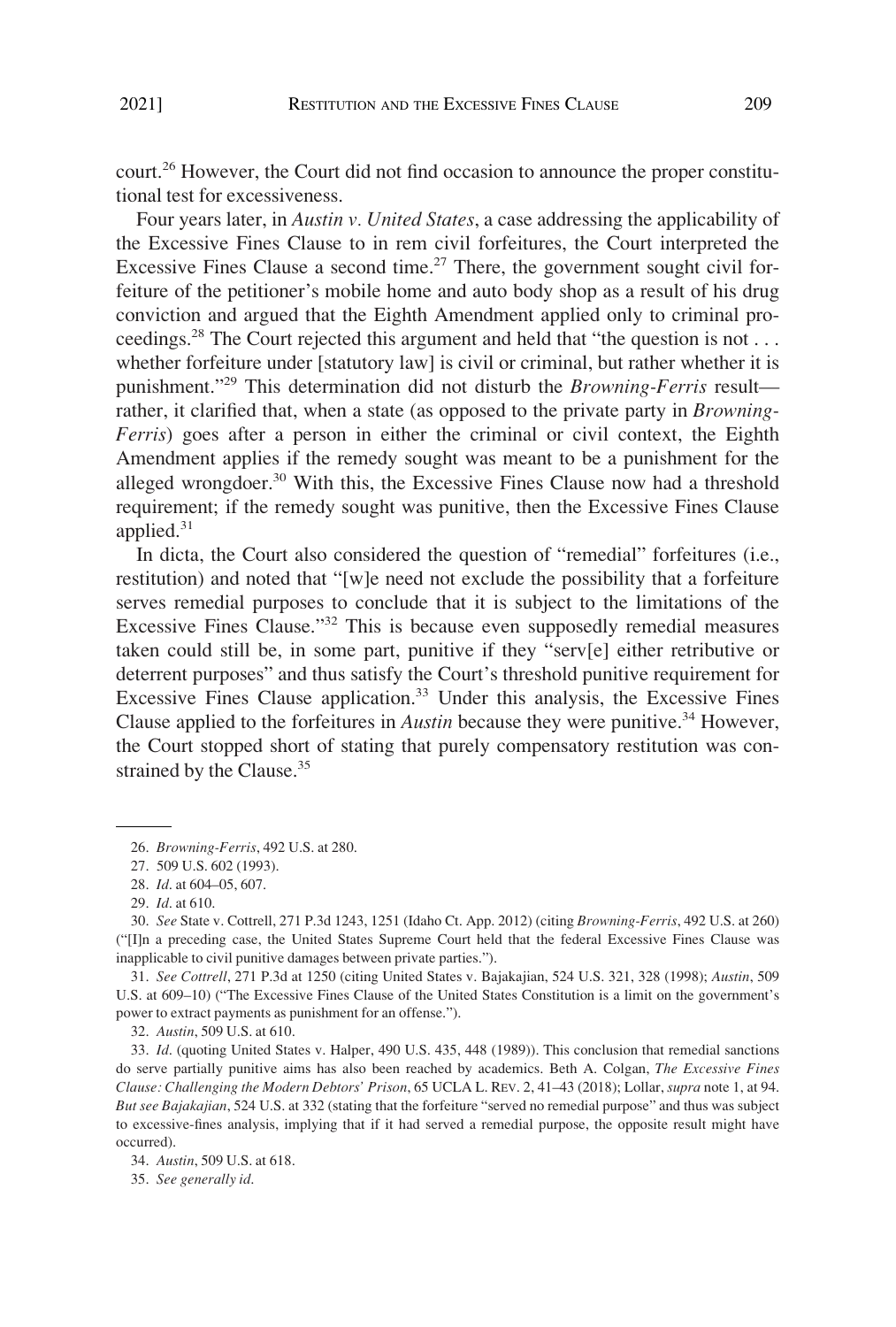court.[26] However, the Court did not find occasion to announce the proper constitutional test for excessiveness.

Four years later, in *Austin v. United States*, a case addressing the applicability of the Excessive Fines Clause to in rem civil forfeitures, the Court interpreted the Excessive Fines Clause a second time.[27] There, the government sought civil forfeiture of the petitioner's mobile home and auto body shop as a result of his drug conviction and argued that the Eighth Amendment applied only to criminal proceedings.[28] The Court rejected this argument and held that "the question is not . . . whether forfeiture under [statutory law] is civil or criminal, but rather whether it is punishment."[29] This determination did not disturb the *Browning-Ferris* result—rather, it clarified that, when a state (as opposed to the private party in *Browning-Ferris*) goes after a person in either the criminal or civil context, the Eighth Amendment applies if the remedy sought was meant to be a punishment for the alleged wrongdoer.[30] With this, the Excessive Fines Clause now had a threshold requirement; if the remedy sought was punitive, then the Excessive Fines Clause applied.[31]

In dicta, the Court also considered the question of "remedial" forfeitures (i.e., restitution) and noted that "[w]e need not exclude the possibility that a forfeiture serves remedial purposes to conclude that it is subject to the limitations of the Excessive Fines Clause."[32] This is because even supposedly remedial measures taken could still be, in some part, punitive if they "serv[e] either retributive or deterrent purposes" and thus satisfy the Court's threshold punitive requirement for Excessive Fines Clause application.[33] Under this analysis, the Excessive Fines Clause applied to the forfeitures in *Austin* because they were punitive.[34] However, the Court stopped short of stating that purely compensatory restitution was constrained by the Clause.[35]

---

26. *Browning-Ferris*, 492 U.S. at 280.

27. 509 U.S. 602 (1993).

28. *Id*. at 604–05, 607.

29. *Id*. at 610.

30. *See* State v. Cottrell, 271 P.3d 1243, 1251 (Idaho Ct. App. 2012) (citing *Browning-Ferris*, 492 U.S. at 260) ("[I]n a preceding case, the United States Supreme Court held that the federal Excessive Fines Clause was inapplicable to civil punitive damages between private parties.").

31. *See Cottrell*, 271 P.3d at 1250 (citing United States v. Bajakajian, 524 U.S. 321, 328 (1998); *Austin*, 509 U.S. at 609–10) ("The Excessive Fines Clause of the United States Constitution is a limit on the government's power to extract payments as punishment for an offense.").

32. *Austin*, 509 U.S. at 610.

33. *Id*. (quoting United States v. Halper, 490 U.S. 435, 448 (1989)). This conclusion that remedial sanctions do serve partially punitive aims has also been reached by academics. Beth A. Colgan, *The Excessive Fines Clause: Challenging the Modern Debtors' Prison*, 65 UCLA L. REV. 2, 41–43 (2018); Lollar, *supra* note 1, at 94. *But see Bajakajian*, 524 U.S. at 332 (stating that the forfeiture "served no remedial purpose" and thus was subject to excessive-fines analysis, implying that if it had served a remedial purpose, the opposite result might have occurred).

34. *Austin*, 509 U.S. at 618.

35. *See generally id*.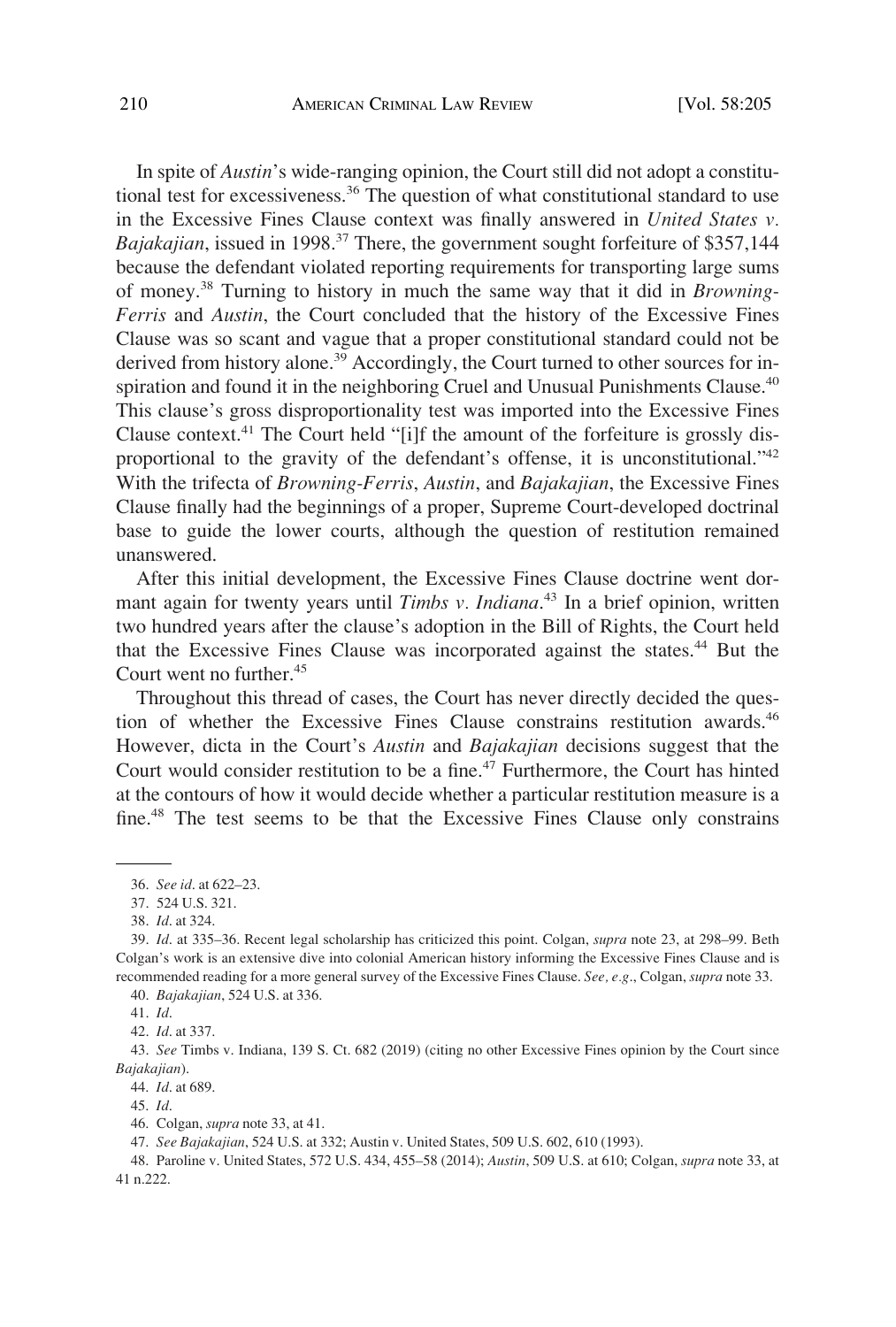In spite of *Austin*'s wide-ranging opinion, the Court still did not adopt a constitutional test for excessiveness.[36] The question of what constitutional standard to use in the Excessive Fines Clause context was finally answered in *United States v. Bajakajian*, issued in 1998.[37] There, the government sought forfeiture of $357,144 because the defendant violated reporting requirements for transporting large sums of money.[38] Turning to history in much the same way that it did in *Browning-Ferris* and *Austin*, the Court concluded that the history of the Excessive Fines Clause was so scant and vague that a proper constitutional standard could not be derived from history alone.[39] Accordingly, the Court turned to other sources for inspiration and found it in the neighboring Cruel and Unusual Punishments Clause.[40] This clause's gross disproportionality test was imported into the Excessive Fines Clause context.[41] The Court held "[i]f the amount of the forfeiture is grossly disproportional to the gravity of the defendant's offense, it is unconstitutional."[42] With the trifecta of *Browning-Ferris*, *Austin*, and *Bajakajian*, the Excessive Fines Clause finally had the beginnings of a proper, Supreme Court-developed doctrinal base to guide the lower courts, although the question of restitution remained unanswered.

After this initial development, the Excessive Fines Clause doctrine went dormant again for twenty years until *Timbs v. Indiana*.[43] In a brief opinion, written two hundred years after the clause's adoption in the Bill of Rights, the Court held that the Excessive Fines Clause was incorporated against the states.[44] But the Court went no further.[45]

Throughout this thread of cases, the Court has never directly decided the question of whether the Excessive Fines Clause constrains restitution awards.[46] However, dicta in the Court's *Austin* and *Bajakajian* decisions suggest that the Court would consider restitution to be a fine.[47] Furthermore, the Court has hinted at the contours of how it would decide whether a particular restitution measure is a fine.[48] The test seems to be that the Excessive Fines Clause only constrains

---

36. *See id*. at 622–23.

37. 524 U.S. 321.

38. *Id*. at 324.

39. *Id*. at 335–36. Recent legal scholarship has criticized this point. Colgan, *supra* note 23, at 298–99. Beth Colgan's work is an extensive dive into colonial American history informing the Excessive Fines Clause and is recommended reading for a more general survey of the Excessive Fines Clause. *See, e.g*., Colgan, *supra* note 33.

40. *Bajakajian*, 524 U.S. at 336.

41. *Id*.

42. *Id*. at 337.

43. *See* Timbs v. Indiana, 139 S. Ct. 682 (2019) (citing no other Excessive Fines opinion by the Court since *Bajakajian*).

44. *Id*. at 689.

45. *Id*.

46. Colgan, *supra* note 33, at 41.

47. *See Bajakajian*, 524 U.S. at 332; Austin v. United States, 509 U.S. 602, 610 (1993).

48. Paroline v. United States, 572 U.S. 434, 455–58 (2014); *Austin*, 509 U.S. at 610; Colgan, *supra* note 33, at 41 n.222.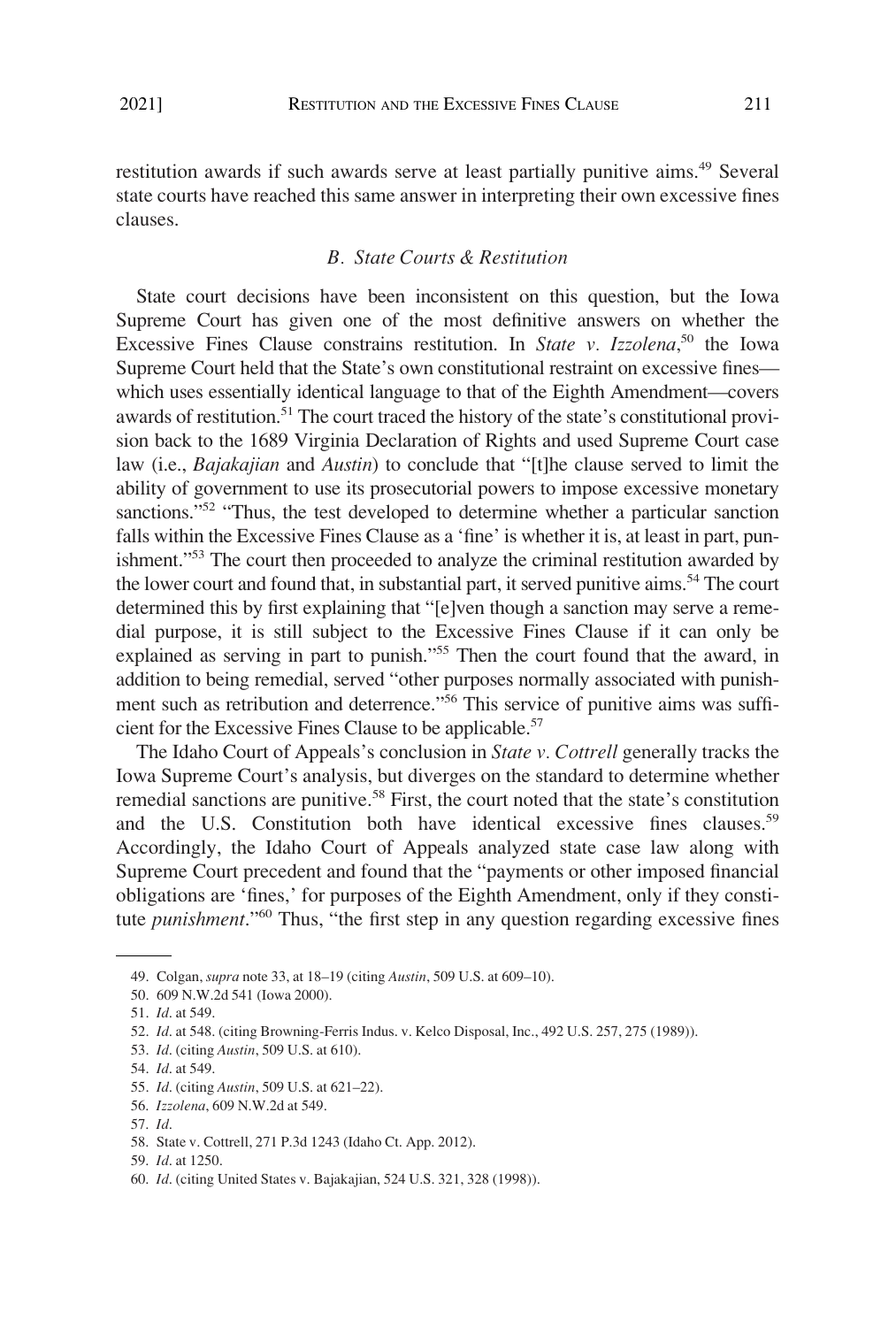restitution awards if such awards serve at least partially punitive aims.[49] Several state courts have reached this same answer in interpreting their own excessive fines clauses.

### *B. State Courts & Restitution*

State court decisions have been inconsistent on this question, but the Iowa Supreme Court has given one of the most definitive answers on whether the Excessive Fines Clause constrains restitution. In *State v. Izzolena*,[50] the Iowa Supreme Court held that the State's own constitutional restraint on excessive fines—which uses essentially identical language to that of the Eighth Amendment—covers awards of restitution.[51] The court traced the history of the state's constitutional provision back to the 1689 Virginia Declaration of Rights and used Supreme Court case law (i.e., *Bajakajian* and *Austin*) to conclude that "[t]he clause served to limit the ability of government to use its prosecutorial powers to impose excessive monetary sanctions."[52] "Thus, the test developed to determine whether a particular sanction falls within the Excessive Fines Clause as a 'fine' is whether it is, at least in part, punishment."[53] The court then proceeded to analyze the criminal restitution awarded by the lower court and found that, in substantial part, it served punitive aims.[54] The court determined this by first explaining that "[e]ven though a sanction may serve a remedial purpose, it is still subject to the Excessive Fines Clause if it can only be explained as serving in part to punish."[55] Then the court found that the award, in addition to being remedial, served "other purposes normally associated with punishment such as retribution and deterrence."[56] This service of punitive aims was sufficient for the Excessive Fines Clause to be applicable.[57]

The Idaho Court of Appeals's conclusion in *State v. Cottrell* generally tracks the Iowa Supreme Court's analysis, but diverges on the standard to determine whether remedial sanctions are punitive.[58] First, the court noted that the state's constitution and the U.S. Constitution both have identical excessive fines clauses.[59] Accordingly, the Idaho Court of Appeals analyzed state case law along with Supreme Court precedent and found that the "payments or other imposed financial obligations are 'fines,' for purposes of the Eighth Amendment, only if they constitute *punishment*."[60] Thus, "the first step in any question regarding excessive fines

---

49. Colgan, *supra* note 33, at 18–19 (citing *Austin*, 509 U.S. at 609–10).

50. 609 N.W.2d 541 (Iowa 2000).

51. *Id*. at 549.

52. *Id*. at 548. (citing Browning-Ferris Indus. v. Kelco Disposal, Inc., 492 U.S. 257, 275 (1989)).

53. *Id*. (citing *Austin*, 509 U.S. at 610).

54. *Id*. at 549.

55. *Id*. (citing *Austin*, 509 U.S. at 621–22).

56. *Izzolena*, 609 N.W.2d at 549.

57. *Id*.

58. State v. Cottrell, 271 P.3d 1243 (Idaho Ct. App. 2012).

59. *Id*. at 1250.

60. *Id*. (citing United States v. Bajakajian, 524 U.S. 321, 328 (1998)).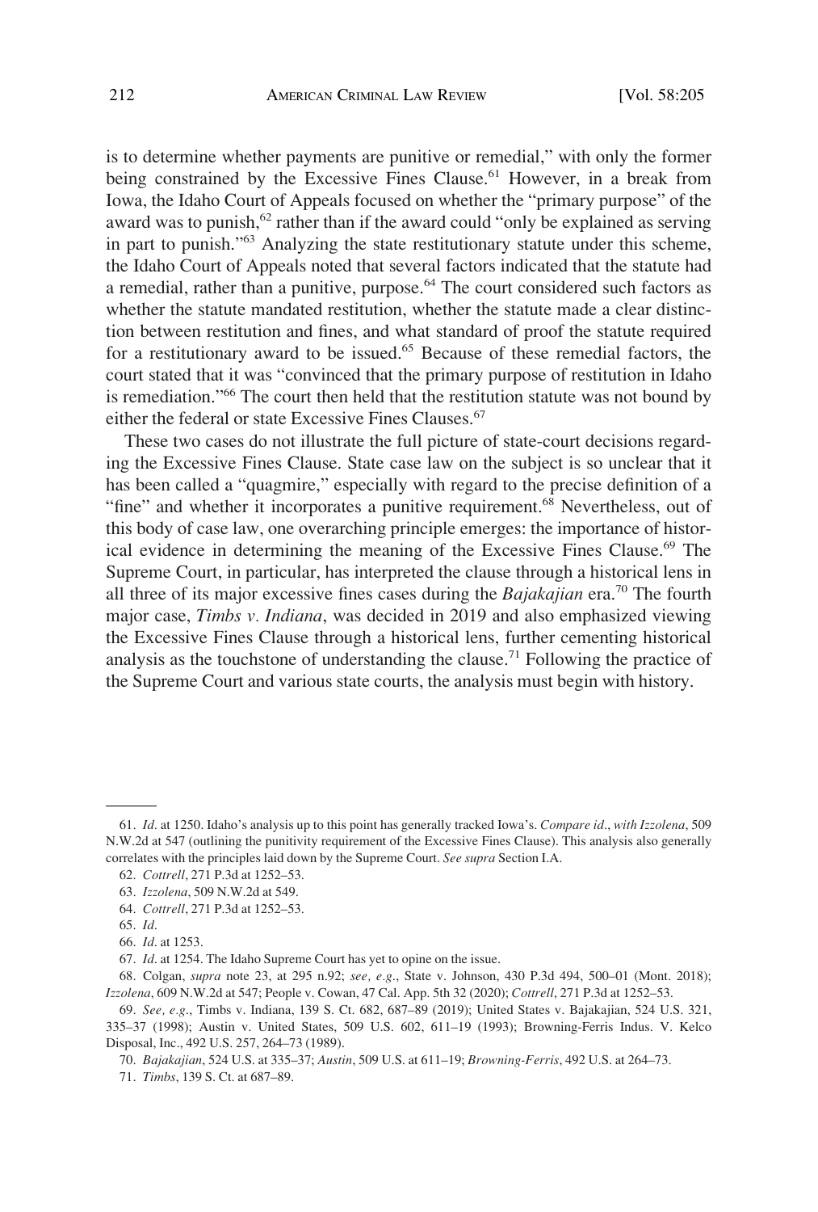is to determine whether payments are punitive or remedial," with only the former being constrained by the Excessive Fines Clause.[61] However, in a break from Iowa, the Idaho Court of Appeals focused on whether the "primary purpose" of the award was to punish,[62] rather than if the award could "only be explained as serving in part to punish."[63] Analyzing the state restitutionary statute under this scheme, the Idaho Court of Appeals noted that several factors indicated that the statute had a remedial, rather than a punitive, purpose.[64] The court considered such factors as whether the statute mandated restitution, whether the statute made a clear distinction between restitution and fines, and what standard of proof the statute required for a restitutionary award to be issued.[65] Because of these remedial factors, the court stated that it was "convinced that the primary purpose of restitution in Idaho is remediation."[66] The court then held that the restitution statute was not bound by either the federal or state Excessive Fines Clauses.[67]

These two cases do not illustrate the full picture of state-court decisions regarding the Excessive Fines Clause. State case law on the subject is so unclear that it has been called a "quagmire," especially with regard to the precise definition of a "fine" and whether it incorporates a punitive requirement.[68] Nevertheless, out of this body of case law, one overarching principle emerges: the importance of historical evidence in determining the meaning of the Excessive Fines Clause.[69] The Supreme Court, in particular, has interpreted the clause through a historical lens in all three of its major excessive fines cases during the *Bajakajian* era.[70] The fourth major case, *Timbs v. Indiana*, was decided in 2019 and also emphasized viewing the Excessive Fines Clause through a historical lens, further cementing historical analysis as the touchstone of understanding the clause.[71] Following the practice of the Supreme Court and various state courts, the analysis must begin with history.

---

61. *Id.* at 1250. Idaho's analysis up to this point has generally tracked Iowa's. *Compare id.*, *with Izzolena*, 509 N.W.2d at 547 (outlining the punitivity requirement of the Excessive Fines Clause). This analysis also generally correlates with the principles laid down by the Supreme Court. *See supra* Section I.A.

62. *Cottrell*, 271 P.3d at 1252–53.

63. *Izzolena*, 509 N.W.2d at 549.

64. *Cottrell*, 271 P.3d at 1252–53.

65. *Id.*

66. *Id.* at 1253.

67. *Id.* at 1254. The Idaho Supreme Court has yet to opine on the issue.

68. Colgan, *supra* note 23, at 295 n.92; *see, e.g.*, State v. Johnson, 430 P.3d 494, 500–01 (Mont. 2018); *Izzolena*, 609 N.W.2d at 547; People v. Cowan, 47 Cal. App. 5th 32 (2020); *Cottrell*, 271 P.3d at 1252–53.

69. *See, e.g.*, Timbs v. Indiana, 139 S. Ct. 682, 687–89 (2019); United States v. Bajakajian, 524 U.S. 321, 335–37 (1998); Austin v. United States, 509 U.S. 602, 611–19 (1993); Browning-Ferris Indus. V. Kelco Disposal, Inc., 492 U.S. 257, 264–73 (1989).

70. *Bajakajian*, 524 U.S. at 335–37; *Austin*, 509 U.S. at 611–19; *Browning-Ferris*, 492 U.S. at 264–73.

71. *Timbs*, 139 S. Ct. at 687–89.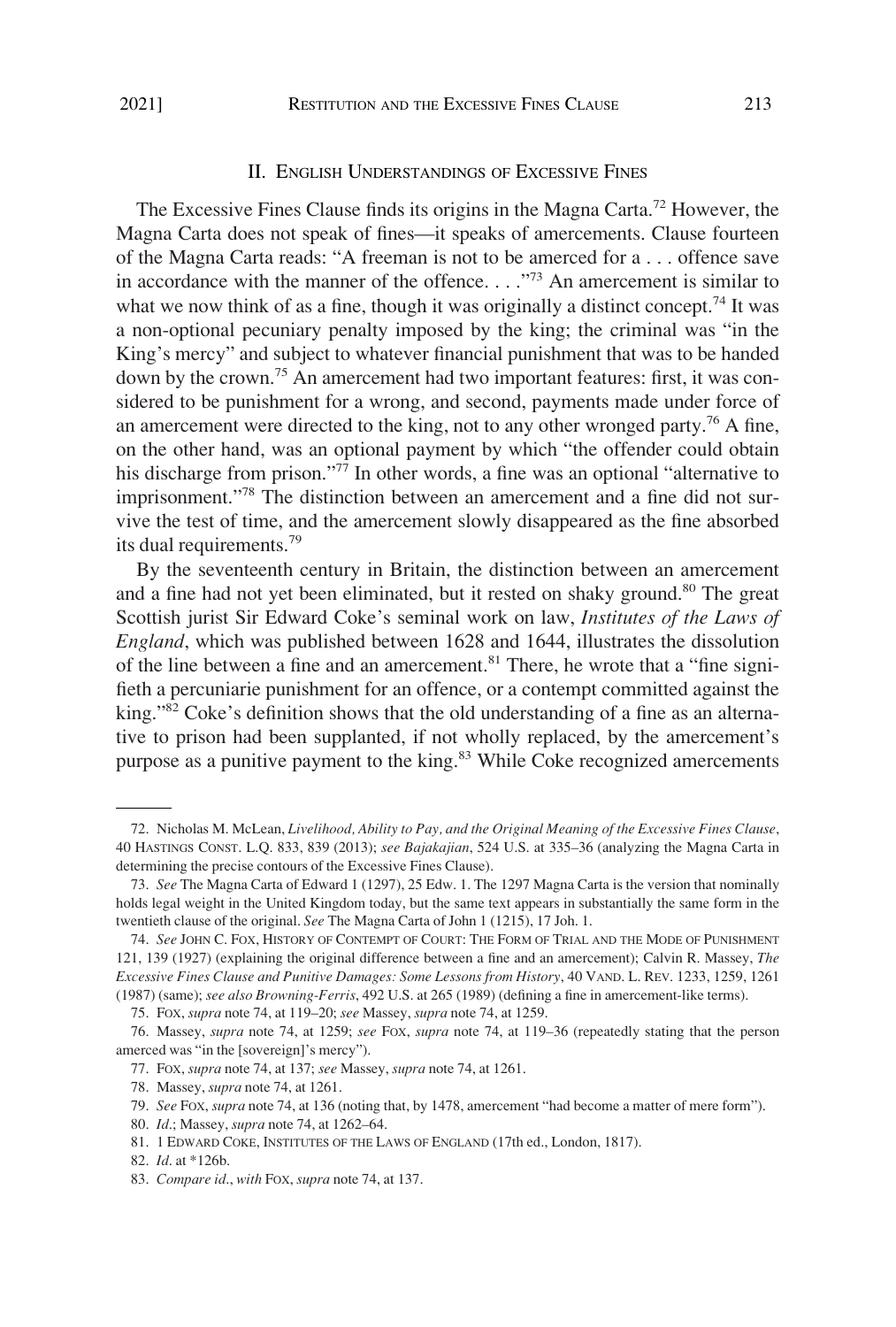## II. English Understandings of Excessive Fines

The Excessive Fines Clause finds its origins in the Magna Carta.[72] However, the Magna Carta does not speak of fines—it speaks of amercements. Clause fourteen of the Magna Carta reads: "A freeman is not to be amerced for a . . . offence save in accordance with the manner of the offence. . . ."[73] An amercement is similar to what we now think of as a fine, though it was originally a distinct concept.[74] It was a non-optional pecuniary penalty imposed by the king; the criminal was "in the King's mercy" and subject to whatever financial punishment that was to be handed down by the crown.[75] An amercement had two important features: first, it was considered to be punishment for a wrong, and second, payments made under force of an amercement were directed to the king, not to any other wronged party.[76] A fine, on the other hand, was an optional payment by which "the offender could obtain his discharge from prison."[77] In other words, a fine was an optional "alternative to imprisonment."[78] The distinction between an amercement and a fine did not survive the test of time, and the amercement slowly disappeared as the fine absorbed its dual requirements.[79]

By the seventeenth century in Britain, the distinction between an amercement and a fine had not yet been eliminated, but it rested on shaky ground.[80] The great Scottish jurist Sir Edward Coke's seminal work on law, *Institutes of the Laws of England*, which was published between 1628 and 1644, illustrates the dissolution of the line between a fine and an amercement.[81] There, he wrote that a "fine signifieth a percuniarie punishment for an offence, or a contempt committed against the king."[82] Coke's definition shows that the old understanding of a fine as an alternative to prison had been supplanted, if not wholly replaced, by the amercement's purpose as a punitive payment to the king.[83] While Coke recognized amercements

---

72. Nicholas M. McLean, *Livelihood, Ability to Pay, and the Original Meaning of the Excessive Fines Clause*, 40 HASTINGS CONST. L.Q. 833, 839 (2013); *see Bajakajian*, 524 U.S. at 335–36 (analyzing the Magna Carta in determining the precise contours of the Excessive Fines Clause).

73. *See* The Magna Carta of Edward 1 (1297), 25 Edw. 1. The 1297 Magna Carta is the version that nominally holds legal weight in the United Kingdom today, but the same text appears in substantially the same form in the twentieth clause of the original. *See* The Magna Carta of John 1 (1215), 17 Joh. 1.

74. *See* JOHN C. FOX, HISTORY OF CONTEMPT OF COURT: THE FORM OF TRIAL AND THE MODE OF PUNISHMENT 121, 139 (1927) (explaining the original difference between a fine and an amercement); Calvin R. Massey, *The Excessive Fines Clause and Punitive Damages: Some Lessons from History*, 40 VAND. L. REV. 1233, 1259, 1261 (1987) (same); *see also Browning-Ferris*, 492 U.S. at 265 (1989) (defining a fine in amercement-like terms).

75. FOX, *supra* note 74, at 119–20; *see* Massey, *supra* note 74, at 1259.

76. Massey, *supra* note 74, at 1259; *see* FOX, *supra* note 74, at 119–36 (repeatedly stating that the person amerced was "in the [sovereign]'s mercy").

77. FOX, *supra* note 74, at 137; *see* Massey, *supra* note 74, at 1261.

78. Massey, *supra* note 74, at 1261.

79. *See* FOX, *supra* note 74, at 136 (noting that, by 1478, amercement "had become a matter of mere form").

80. *Id.*; Massey, *supra* note 74, at 1262–64.

81. 1 EDWARD COKE, INSTITUTES OF THE LAWS OF ENGLAND (17th ed., London, 1817).

82. *Id.* at *126b.

83. *Compare id.*, *with* FOX, *supra* note 74, at 137.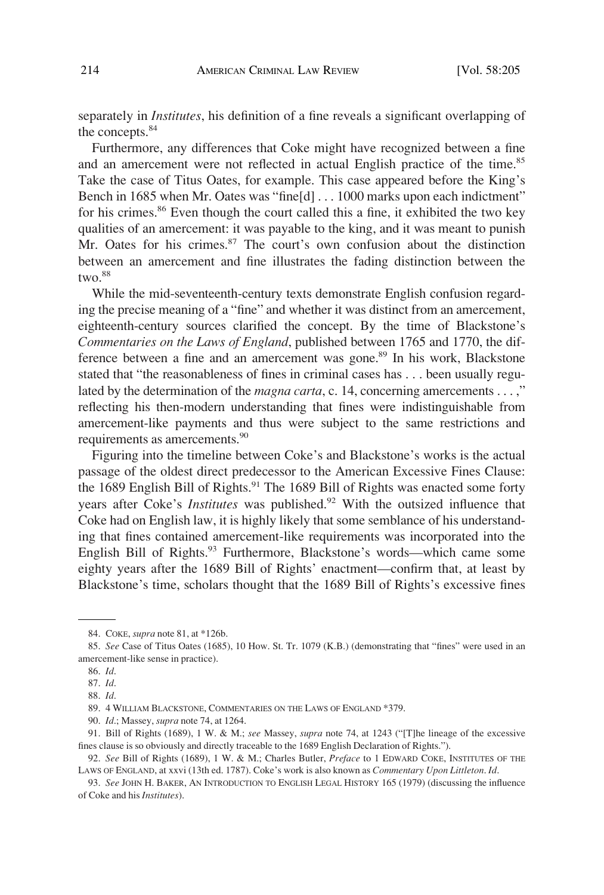separately in *Institutes*, his definition of a fine reveals a significant overlapping of the concepts.[84]

Furthermore, any differences that Coke might have recognized between a fine and an amercement were not reflected in actual English practice of the time.[85] Take the case of Titus Oates, for example. This case appeared before the King's Bench in 1685 when Mr. Oates was "fine[d] . . . 1000 marks upon each indictment" for his crimes.[86] Even though the court called this a fine, it exhibited the two key qualities of an amercement: it was payable to the king, and it was meant to punish Mr. Oates for his crimes.[87] The court's own confusion about the distinction between an amercement and fine illustrates the fading distinction between the two.[88]

While the mid-seventeenth-century texts demonstrate English confusion regarding the precise meaning of a "fine" and whether it was distinct from an amercement, eighteenth-century sources clarified the concept. By the time of Blackstone's *Commentaries on the Laws of England*, published between 1765 and 1770, the difference between a fine and an amercement was gone.[89] In his work, Blackstone stated that "the reasonableness of fines in criminal cases has . . . been usually regulated by the determination of the *magna carta*, c. 14, concerning amercements . . . ," reflecting his then-modern understanding that fines were indistinguishable from amercement-like payments and thus were subject to the same restrictions and requirements as amercements.[90]

Figuring into the timeline between Coke's and Blackstone's works is the actual passage of the oldest direct predecessor to the American Excessive Fines Clause: the 1689 English Bill of Rights.[91] The 1689 Bill of Rights was enacted some forty years after Coke's *Institutes* was published.[92] With the outsized influence that Coke had on English law, it is highly likely that some semblance of his understanding that fines contained amercement-like requirements was incorporated into the English Bill of Rights.[93] Furthermore, Blackstone's words—which came some eighty years after the 1689 Bill of Rights' enactment—confirm that, at least by Blackstone's time, scholars thought that the 1689 Bill of Rights's excessive fines

---

84. COKE, *supra* note 81, at \*126b.

85. *See* Case of Titus Oates (1685), 10 How. St. Tr. 1079 (K.B.) (demonstrating that "fines" were used in an amercement-like sense in practice).

86. *Id*.

87. *Id*.

88. *Id*.

89. 4 WILLIAM BLACKSTONE, COMMENTARIES ON THE LAWS OF ENGLAND \*379.

90. *Id*.; Massey, *supra* note 74, at 1264.

91. Bill of Rights (1689), 1 W. & M.; *see* Massey, *supra* note 74, at 1243 ("[T]he lineage of the excessive fines clause is so obviously and directly traceable to the 1689 English Declaration of Rights.").

92. *See* Bill of Rights (1689), 1 W. & M.; Charles Butler, *Preface* to 1 EDWARD COKE, INSTITUTES OF THE LAWS OF ENGLAND, at xxvi (13th ed. 1787). Coke's work is also known as *Commentary Upon Littleton*. *Id*.

93. *See* JOHN H. BAKER, AN INTRODUCTION TO ENGLISH LEGAL HISTORY 165 (1979) (discussing the influence of Coke and his *Institutes*).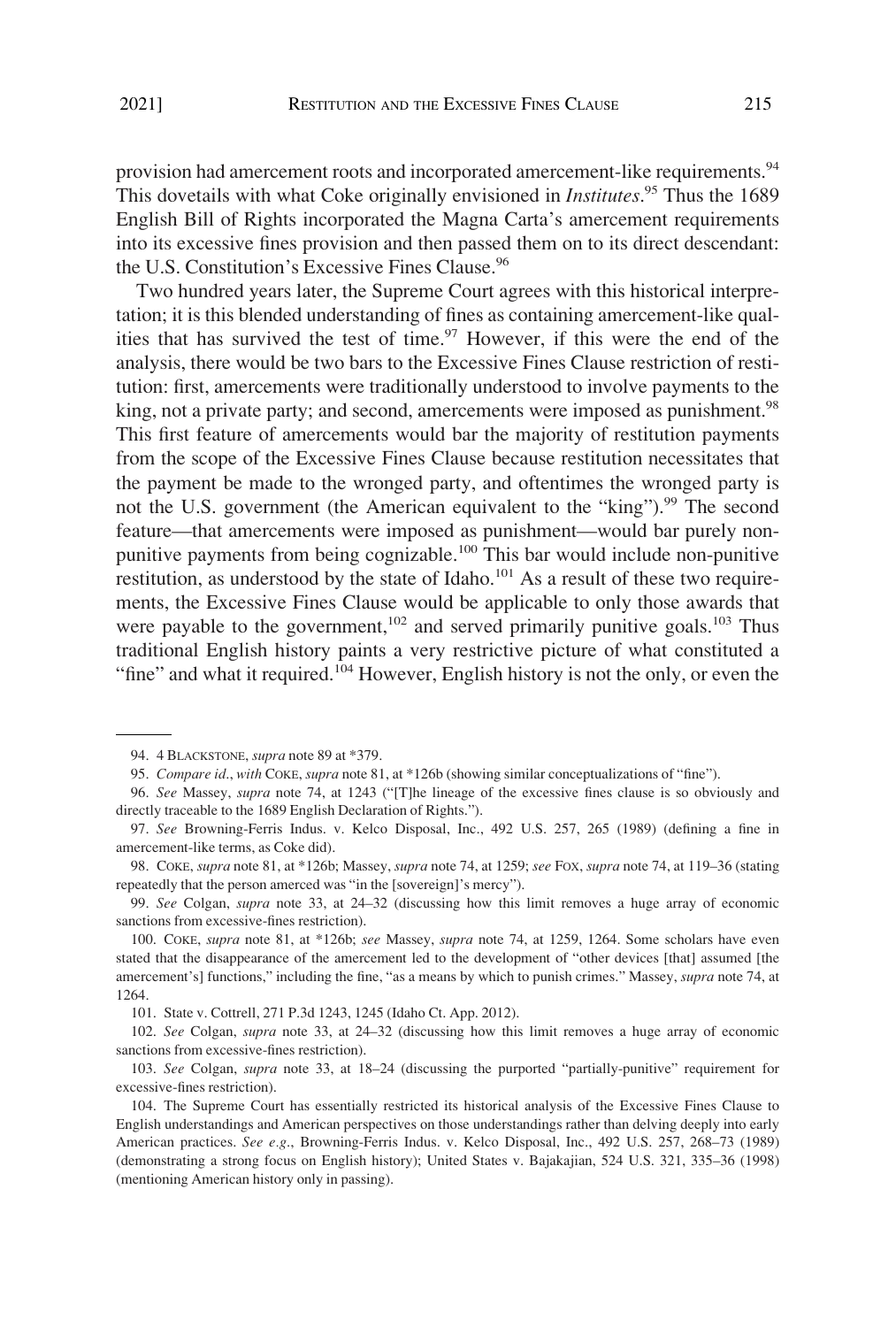provision had amercement roots and incorporated amercement-like requirements.[94] This dovetails with what Coke originally envisioned in *Institutes*.[95] Thus the 1689 English Bill of Rights incorporated the Magna Carta's amercement requirements into its excessive fines provision and then passed them on to its direct descendant: the U.S. Constitution's Excessive Fines Clause.[96]

Two hundred years later, the Supreme Court agrees with this historical interpretation; it is this blended understanding of fines as containing amercement-like qualities that has survived the test of time.[97] However, if this were the end of the analysis, there would be two bars to the Excessive Fines Clause restriction of restitution: first, amercements were traditionally understood to involve payments to the king, not a private party; and second, amercements were imposed as punishment.[98] This first feature of amercements would bar the majority of restitution payments from the scope of the Excessive Fines Clause because restitution necessitates that the payment be made to the wronged party, and oftentimes the wronged party is not the U.S. government (the American equivalent to the "king").[99] The second feature—that amercements were imposed as punishment—would bar purely non-punitive payments from being cognizable.[100] This bar would include non-punitive restitution, as understood by the state of Idaho.[101] As a result of these two requirements, the Excessive Fines Clause would be applicable to only those awards that were payable to the government,[102] and served primarily punitive goals.[103] Thus traditional English history paints a very restrictive picture of what constituted a "fine" and what it required.[104] However, English history is not the only, or even the

---

94. 4 BLACKSTONE, *supra* note 89 at *379.

95. *Compare id.*, *with* COKE, *supra* note 81, at *126b (showing similar conceptualizations of "fine").

96. *See* Massey, *supra* note 74, at 1243 ("[T]he lineage of the excessive fines clause is so obviously and directly traceable to the 1689 English Declaration of Rights.").

97. *See* Browning-Ferris Indus. v. Kelco Disposal, Inc., 492 U.S. 257, 265 (1989) (defining a fine in amercement-like terms, as Coke did).

98. COKE, *supra* note 81, at *126b; Massey, *supra* note 74, at 1259; *see* FOX, *supra* note 74, at 119–36 (stating repeatedly that the person amerced was "in the [sovereign]'s mercy").

99. *See* Colgan, *supra* note 33, at 24–32 (discussing how this limit removes a huge array of economic sanctions from excessive-fines restriction).

100. COKE, *supra* note 81, at *126b; *see* Massey, *supra* note 74, at 1259, 1264. Some scholars have even stated that the disappearance of the amercement led to the development of "other devices [that] assumed [the amercement's] functions," including the fine, "as a means by which to punish crimes." Massey, *supra* note 74, at 1264.

101. State v. Cottrell, 271 P.3d 1243, 1245 (Idaho Ct. App. 2012).

102. *See* Colgan, *supra* note 33, at 24–32 (discussing how this limit removes a huge array of economic sanctions from excessive-fines restriction).

103. *See* Colgan, *supra* note 33, at 18–24 (discussing the purported "partially-punitive" requirement for excessive-fines restriction).

104. The Supreme Court has essentially restricted its historical analysis of the Excessive Fines Clause to English understandings and American perspectives on those understandings rather than delving deeply into early American practices. *See e.g.*, Browning-Ferris Indus. v. Kelco Disposal, Inc., 492 U.S. 257, 268–73 (1989) (demonstrating a strong focus on English history); United States v. Bajakajian, 524 U.S. 321, 335–36 (1998) (mentioning American history only in passing).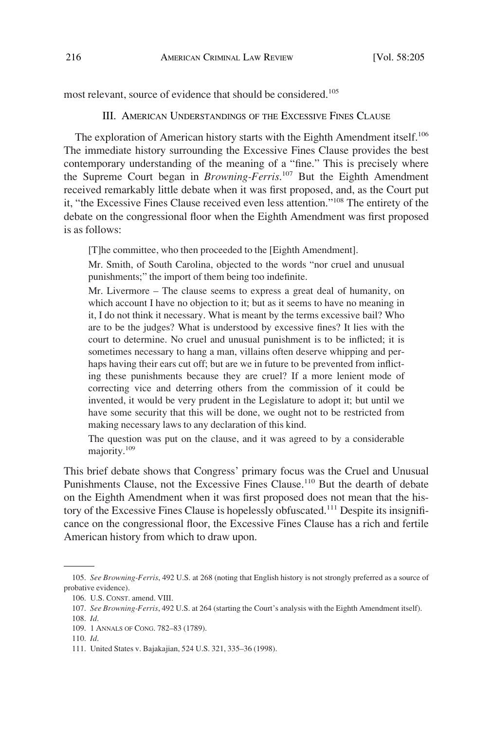most relevant, source of evidence that should be considered.[105]

### III. American Understandings of the Excessive Fines Clause

The exploration of American history starts with the Eighth Amendment itself.[106] The immediate history surrounding the Excessive Fines Clause provides the best contemporary understanding of the meaning of a "fine." This is precisely where the Supreme Court began in *Browning-Ferris*.[107] But the Eighth Amendment received remarkably little debate when it was first proposed, and, as the Court put it, "the Excessive Fines Clause received even less attention."[108] The entirety of the debate on the congressional floor when the Eighth Amendment was first proposed is as follows:

> [T]he committee, who then proceeded to the [Eighth Amendment].
>
> Mr. Smith, of South Carolina, objected to the words "nor cruel and unusual punishments;" the import of them being too indefinite.
>
> Mr. Livermore – The clause seems to express a great deal of humanity, on which account I have no objection to it; but as it seems to have no meaning in it, I do not think it necessary. What is meant by the terms excessive bail? Who are to be the judges? What is understood by excessive fines? It lies with the court to determine. No cruel and unusual punishment is to be inflicted; it is sometimes necessary to hang a man, villains often deserve whipping and perhaps having their ears cut off; but are we in future to be prevented from inflicting these punishments because they are cruel? If a more lenient mode of correcting vice and deterring others from the commission of it could be invented, it would be very prudent in the Legislature to adopt it; but until we have some security that this will be done, we ought not to be restricted from making necessary laws to any declaration of this kind.
>
> The question was put on the clause, and it was agreed to by a considerable majority.[109]

This brief debate shows that Congress' primary focus was the Cruel and Unusual Punishments Clause, not the Excessive Fines Clause.[110] But the dearth of debate on the Eighth Amendment when it was first proposed does not mean that the history of the Excessive Fines Clause is hopelessly obfuscated.[111] Despite its insignificance on the congressional floor, the Excessive Fines Clause has a rich and fertile American history from which to draw upon.

---

105. *See Browning-Ferris*, 492 U.S. at 268 (noting that English history is not strongly preferred as a source of probative evidence).

106. U.S. CONST. amend. VIII.

107. *See Browning-Ferris*, 492 U.S. at 264 (starting the Court's analysis with the Eighth Amendment itself).

108. *Id.*

109. 1 ANNALS OF CONG. 782–83 (1789).

110. *Id.*

111. United States v. Bajakajian, 524 U.S. 321, 335–36 (1998).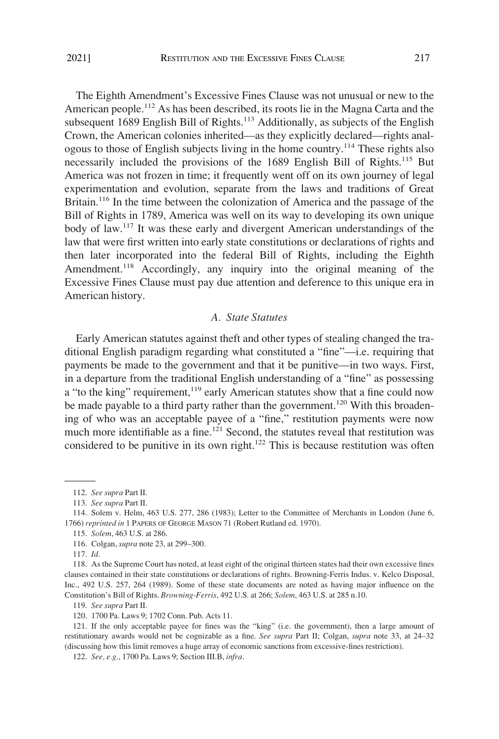The Eighth Amendment's Excessive Fines Clause was not unusual or new to the American people.[112] As has been described, its roots lie in the Magna Carta and the subsequent 1689 English Bill of Rights.[113] Additionally, as subjects of the English Crown, the American colonies inherited—as they explicitly declared—rights analogous to those of English subjects living in the home country.[114] These rights also necessarily included the provisions of the 1689 English Bill of Rights.[115] But America was not frozen in time; it frequently went off on its own journey of legal experimentation and evolution, separate from the laws and traditions of Great Britain.[116] In the time between the colonization of America and the passage of the Bill of Rights in 1789, America was well on its way to developing its own unique body of law.[117] It was these early and divergent American understandings of the law that were first written into early state constitutions or declarations of rights and then later incorporated into the federal Bill of Rights, including the Eighth Amendment.[118] Accordingly, any inquiry into the original meaning of the Excessive Fines Clause must pay due attention and deference to this unique era in American history.

### *A. State Statutes*

Early American statutes against theft and other types of stealing changed the traditional English paradigm regarding what constituted a "fine"—i.e. requiring that payments be made to the government and that it be punitive—in two ways. First, in a departure from the traditional English understanding of a "fine" as possessing a "to the king" requirement,[119] early American statutes show that a fine could now be made payable to a third party rather than the government.[120] With this broadening of who was an acceptable payee of a "fine," restitution payments were now much more identifiable as a fine.[121] Second, the statutes reveal that restitution was considered to be punitive in its own right.[122] This is because restitution was often

---

112. *See supra* Part II.

113. *See supra* Part II.

114. Solem v. Helm, 463 U.S. 277, 286 (1983); Letter to the Committee of Merchants in London (June 6, 1766) *reprinted in* 1 PAPERS OF GEORGE MASON 71 (Robert Rutland ed. 1970).

115. *Solem*, 463 U.S. at 286.

116. Colgan, *supra* note 23, at 299–300.

117. *Id*.

118. As the Supreme Court has noted, at least eight of the original thirteen states had their own excessive fines clauses contained in their state constitutions or declarations of rights. Browning-Ferris Indus. v. Kelco Disposal, Inc., 492 U.S. 257, 264 (1989). Some of these state documents are noted as having major influence on the Constitution's Bill of Rights. *Browning-Ferris*, 492 U.S. at 266; *Solem*, 463 U.S. at 285 n.10.

119. *See supra* Part II.

120. 1700 Pa. Laws 9; 1702 Conn. Pub. Acts 11.

121. If the only acceptable payee for fines was the "king" (i.e. the government), then a large amount of restitutionary awards would not be cognizable as a fine. *See supra* Part II; Colgan, *supra* note 33, at 24–32 (discussing how this limit removes a huge array of economic sanctions from excessive-fines restriction).

122. *See, e.g.*, 1700 Pa. Laws 9; Section III.B, *infra*.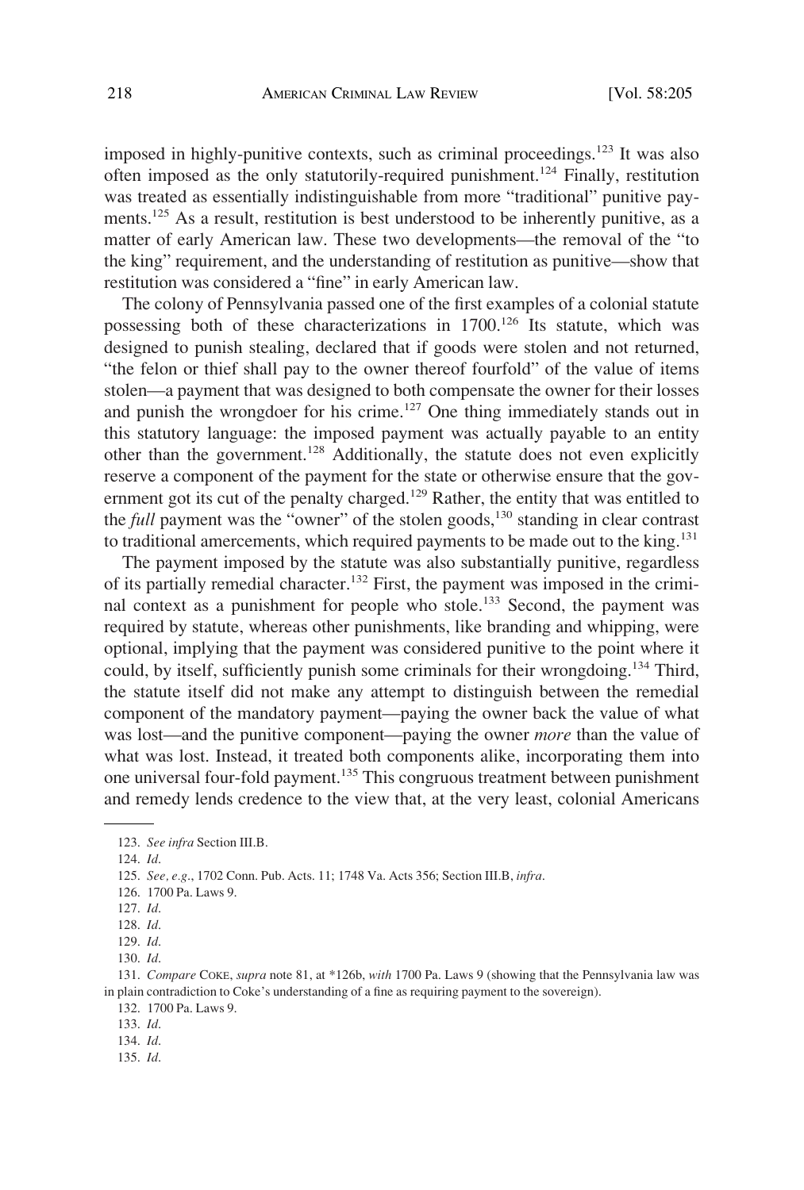imposed in highly-punitive contexts, such as criminal proceedings.[123] It was also often imposed as the only statutorily-required punishment.[124] Finally, restitution was treated as essentially indistinguishable from more "traditional" punitive payments.[125] As a result, restitution is best understood to be inherently punitive, as a matter of early American law. These two developments—the removal of the "to the king" requirement, and the understanding of restitution as punitive—show that restitution was considered a "fine" in early American law.

The colony of Pennsylvania passed one of the first examples of a colonial statute possessing both of these characterizations in 1700.[126] Its statute, which was designed to punish stealing, declared that if goods were stolen and not returned, "the felon or thief shall pay to the owner thereof fourfold" of the value of items stolen—a payment that was designed to both compensate the owner for their losses and punish the wrongdoer for his crime.[127] One thing immediately stands out in this statutory language: the imposed payment was actually payable to an entity other than the government.[128] Additionally, the statute does not even explicitly reserve a component of the payment for the state or otherwise ensure that the government got its cut of the penalty charged.[129] Rather, the entity that was entitled to the *full* payment was the "owner" of the stolen goods,[130] standing in clear contrast to traditional amercements, which required payments to be made out to the king.[131]

The payment imposed by the statute was also substantially punitive, regardless of its partially remedial character.[132] First, the payment was imposed in the criminal context as a punishment for people who stole.[133] Second, the payment was required by statute, whereas other punishments, like branding and whipping, were optional, implying that the payment was considered punitive to the point where it could, by itself, sufficiently punish some criminals for their wrongdoing.[134] Third, the statute itself did not make any attempt to distinguish between the remedial component of the mandatory payment—paying the owner back the value of what was lost—and the punitive component—paying the owner *more* than the value of what was lost. Instead, it treated both components alike, incorporating them into one universal four-fold payment.[135] This congruous treatment between punishment and remedy lends credence to the view that, at the very least, colonial Americans

---

123. *See infra* Section III.B.

124. *Id.*

125. *See, e.g.*, 1702 Conn. Pub. Acts. 11; 1748 Va. Acts 356; Section III.B, *infra*.

126. 1700 Pa. Laws 9.

127. *Id.*

128. *Id.*

129. *Id.*

130. *Id.*

131. *Compare* COKE, *supra* note 81, at *126b, *with* 1700 Pa. Laws 9 (showing that the Pennsylvania law was in plain contradiction to Coke's understanding of a fine as requiring payment to the sovereign).

132. 1700 Pa. Laws 9.

133. *Id.*

134. *Id.*

135. *Id.*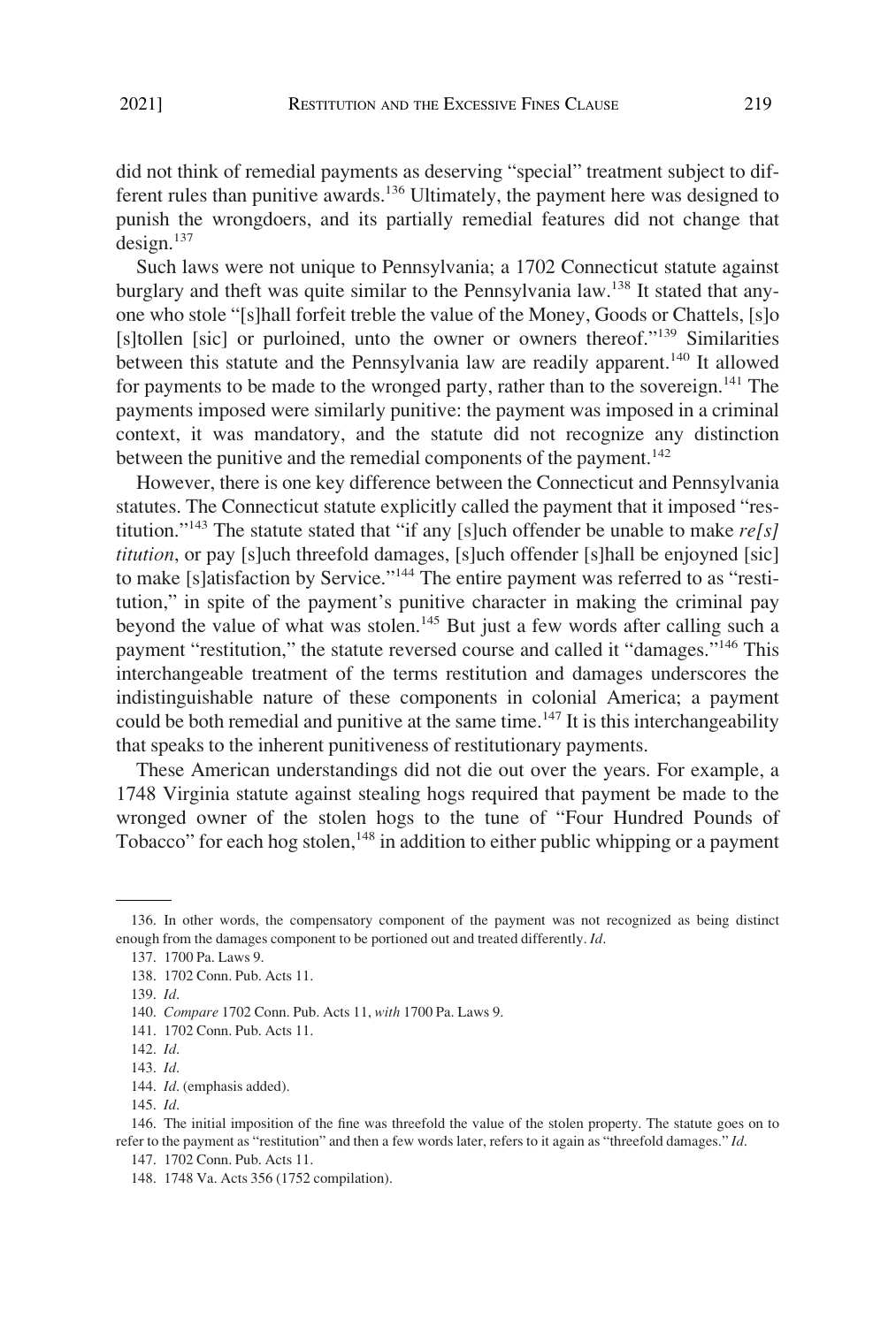did not think of remedial payments as deserving "special" treatment subject to different rules than punitive awards.[136] Ultimately, the payment here was designed to punish the wrongdoers, and its partially remedial features did not change that design.[137]

Such laws were not unique to Pennsylvania; a 1702 Connecticut statute against burglary and theft was quite similar to the Pennsylvania law.[138] It stated that anyone who stole "[s]hall forfeit treble the value of the Money, Goods or Chattels, [s]o [s]tollen [sic] or purloined, unto the owner or owners thereof."[139] Similarities between this statute and the Pennsylvania law are readily apparent.[140] It allowed for payments to be made to the wronged party, rather than to the sovereign.[141] The payments imposed were similarly punitive: the payment was imposed in a criminal context, it was mandatory, and the statute did not recognize any distinction between the punitive and the remedial components of the payment.[142]

However, there is one key difference between the Connecticut and Pennsylvania statutes. The Connecticut statute explicitly called the payment that it imposed "restitution."[143] The statute stated that "if any [s]uch offender be unable to make *re[s]titution*, or pay [s]uch threefold damages, [s]uch offender [s]hall be enjoyned [sic] to make [s]atisfaction by Service."[144] The entire payment was referred to as "restitution," in spite of the payment's punitive character in making the criminal pay beyond the value of what was stolen.[145] But just a few words after calling such a payment "restitution," the statute reversed course and called it "damages."[146] This interchangeable treatment of the terms restitution and damages underscores the indistinguishable nature of these components in colonial America; a payment could be both remedial and punitive at the same time.[147] It is this interchangeability that speaks to the inherent punitiveness of restitutionary payments.

These American understandings did not die out over the years. For example, a 1748 Virginia statute against stealing hogs required that payment be made to the wronged owner of the stolen hogs to the tune of "Four Hundred Pounds of Tobacco" for each hog stolen,[148] in addition to either public whipping or a payment

---

136. In other words, the compensatory component of the payment was not recognized as being distinct enough from the damages component to be portioned out and treated differently. *Id*.

137. 1700 Pa. Laws 9.

138. 1702 Conn. Pub. Acts 11.

139. *Id*.

140. *Compare* 1702 Conn. Pub. Acts 11, *with* 1700 Pa. Laws 9.

141. 1702 Conn. Pub. Acts 11.

142. *Id*.

143. *Id*.

144. *Id*. (emphasis added).

145. *Id*.

146. The initial imposition of the fine was threefold the value of the stolen property. The statute goes on to refer to the payment as "restitution" and then a few words later, refers to it again as "threefold damages." *Id*.

147. 1702 Conn. Pub. Acts 11.

148. 1748 Va. Acts 356 (1752 compilation).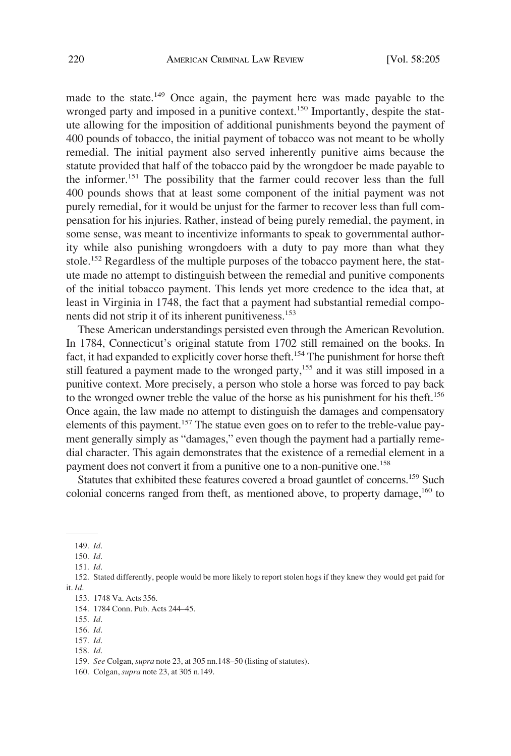made to the state.[149] Once again, the payment here was made payable to the wronged party and imposed in a punitive context.[150] Importantly, despite the statute allowing for the imposition of additional punishments beyond the payment of 400 pounds of tobacco, the initial payment of tobacco was not meant to be wholly remedial. The initial payment also served inherently punitive aims because the statute provided that half of the tobacco paid by the wrongdoer be made payable to the informer.[151] The possibility that the farmer could recover less than the full 400 pounds shows that at least some component of the initial payment was not purely remedial, for it would be unjust for the farmer to recover less than full compensation for his injuries. Rather, instead of being purely remedial, the payment, in some sense, was meant to incentivize informants to speak to governmental authority while also punishing wrongdoers with a duty to pay more than what they stole.[152] Regardless of the multiple purposes of the tobacco payment here, the statute made no attempt to distinguish between the remedial and punitive components of the initial tobacco payment. This lends yet more credence to the idea that, at least in Virginia in 1748, the fact that a payment had substantial remedial components did not strip it of its inherent punitiveness.[153]

These American understandings persisted even through the American Revolution. In 1784, Connecticut's original statute from 1702 still remained on the books. In fact, it had expanded to explicitly cover horse theft.[154] The punishment for horse theft still featured a payment made to the wronged party,[155] and it was still imposed in a punitive context. More precisely, a person who stole a horse was forced to pay back to the wronged owner treble the value of the horse as his punishment for his theft.[156] Once again, the law made no attempt to distinguish the damages and compensatory elements of this payment.[157] The statue even goes on to refer to the treble-value payment generally simply as "damages," even though the payment had a partially remedial character. This again demonstrates that the existence of a remedial element in a payment does not convert it from a punitive one to a non-punitive one.[158]

Statutes that exhibited these features covered a broad gauntlet of concerns.[159] Such colonial concerns ranged from theft, as mentioned above, to property damage,[160] to

149. *Id.*

150. *Id.*

151. *Id.*

152. Stated differently, people would be more likely to report stolen hogs if they knew they would get paid for it. *Id.*

153. 1748 Va. Acts 356.

154. 1784 Conn. Pub. Acts 244–45.

155. *Id.*

156. *Id.*

157. *Id.*

158. *Id.*

159. *See* Colgan, *supra* note 23, at 305 nn.148–50 (listing of statutes).

160. Colgan, *supra* note 23, at 305 n.149.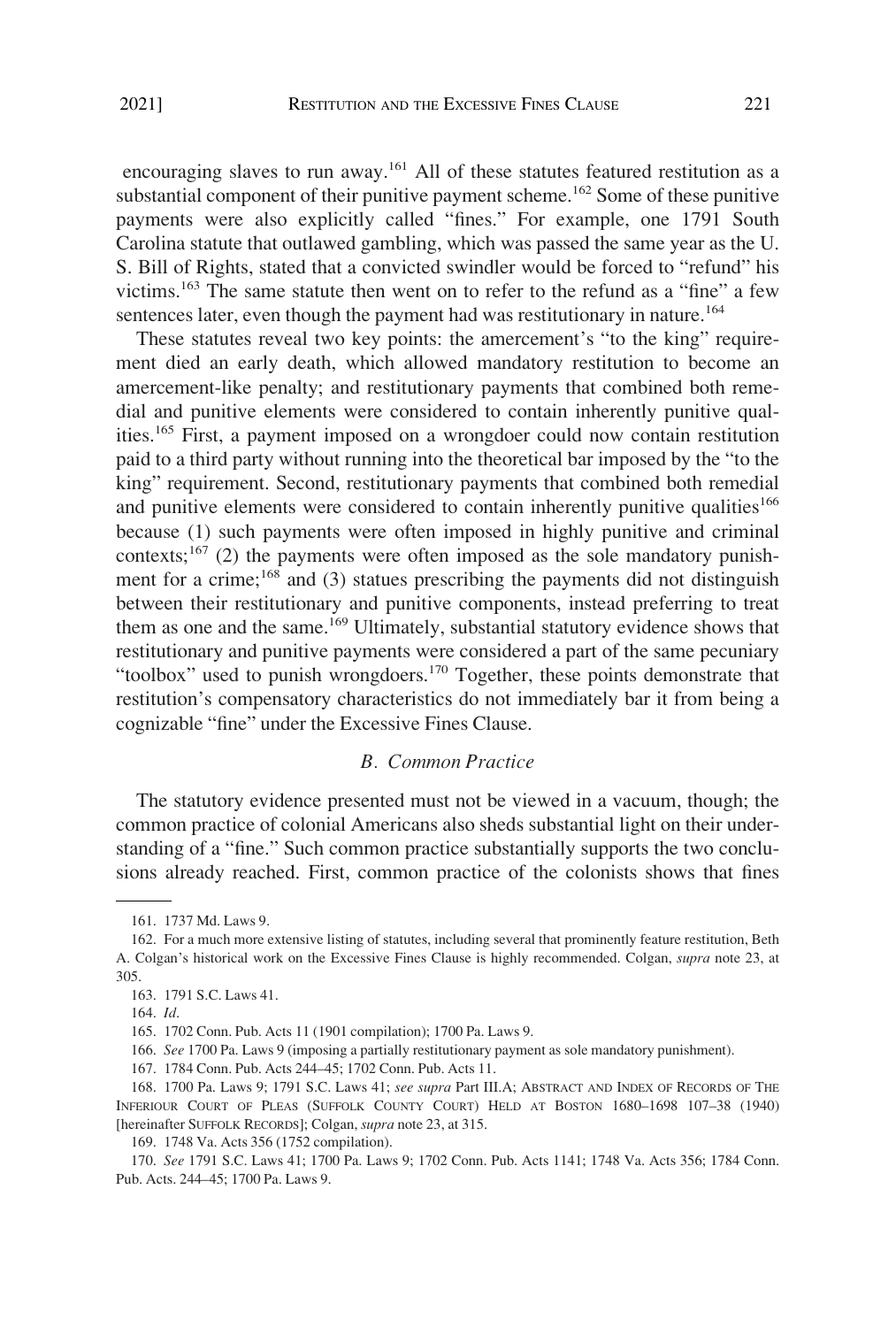encouraging slaves to run away.[161] All of these statutes featured restitution as a substantial component of their punitive payment scheme.[162] Some of these punitive payments were also explicitly called "fines." For example, one 1791 South Carolina statute that outlawed gambling, which was passed the same year as the U. S. Bill of Rights, stated that a convicted swindler would be forced to "refund" his victims.[163] The same statute then went on to refer to the refund as a "fine" a few sentences later, even though the payment had was restitutionary in nature.[164]

These statutes reveal two key points: the amercement's "to the king" requirement died an early death, which allowed mandatory restitution to become an amercement-like penalty; and restitutionary payments that combined both remedial and punitive elements were considered to contain inherently punitive qualities.[165] First, a payment imposed on a wrongdoer could now contain restitution paid to a third party without running into the theoretical bar imposed by the "to the king" requirement. Second, restitutionary payments that combined both remedial and punitive elements were considered to contain inherently punitive qualities[166] because (1) such payments were often imposed in highly punitive and criminal contexts;[167] (2) the payments were often imposed as the sole mandatory punishment for a crime;[168] and (3) statues prescribing the payments did not distinguish between their restitutionary and punitive components, instead preferring to treat them as one and the same.[169] Ultimately, substantial statutory evidence shows that restitutionary and punitive payments were considered a part of the same pecuniary "toolbox" used to punish wrongdoers.[170] Together, these points demonstrate that restitution's compensatory characteristics do not immediately bar it from being a cognizable "fine" under the Excessive Fines Clause.

### *B. Common Practice*

The statutory evidence presented must not be viewed in a vacuum, though; the common practice of colonial Americans also sheds substantial light on their understanding of a "fine." Such common practice substantially supports the two conclusions already reached. First, common practice of the colonists shows that fines

---

161. 1737 Md. Laws 9.

162. For a much more extensive listing of statutes, including several that prominently feature restitution, Beth A. Colgan's historical work on the Excessive Fines Clause is highly recommended. Colgan, *supra* note 23, at 305.

163. 1791 S.C. Laws 41.

164. *Id*.

165. 1702 Conn. Pub. Acts 11 (1901 compilation); 1700 Pa. Laws 9.

166. *See* 1700 Pa. Laws 9 (imposing a partially restitutionary payment as sole mandatory punishment).

167. 1784 Conn. Pub. Acts 244–45; 1702 Conn. Pub. Acts 11.

168. 1700 Pa. Laws 9; 1791 S.C. Laws 41; *see supra* Part III.A; ABSTRACT AND INDEX OF RECORDS OF THE INFERIOUR COURT OF PLEAS (SUFFOLK COUNTY COURT) HELD AT BOSTON 1680–1698 107–38 (1940) [hereinafter SUFFOLK RECORDS]; Colgan, *supra* note 23, at 315.

169. 1748 Va. Acts 356 (1752 compilation).

170. *See* 1791 S.C. Laws 41; 1700 Pa. Laws 9; 1702 Conn. Pub. Acts 1141; 1748 Va. Acts 356; 1784 Conn. Pub. Acts. 244–45; 1700 Pa. Laws 9.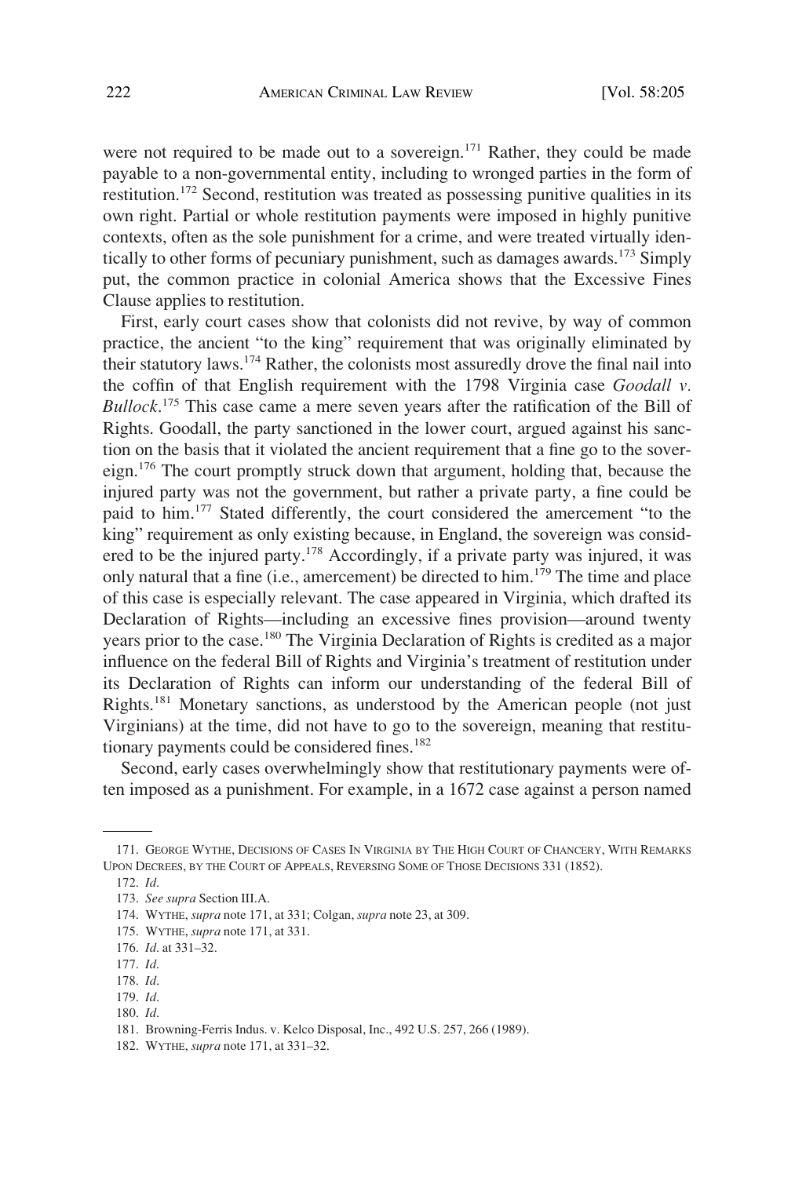were not required to be made out to a sovereign.[171] Rather, they could be made payable to a non-governmental entity, including to wronged parties in the form of restitution.[172] Second, restitution was treated as possessing punitive qualities in its own right. Partial or whole restitution payments were imposed in highly punitive contexts, often as the sole punishment for a crime, and were treated virtually identically to other forms of pecuniary punishment, such as damages awards.[173] Simply put, the common practice in colonial America shows that the Excessive Fines Clause applies to restitution.

First, early court cases show that colonists did not revive, by way of common practice, the ancient "to the king" requirement that was originally eliminated by their statutory laws.[174] Rather, the colonists most assuredly drove the final nail into the coffin of that English requirement with the 1798 Virginia case *Goodall v. Bullock*.[175] This case came a mere seven years after the ratification of the Bill of Rights. Goodall, the party sanctioned in the lower court, argued against his sanction on the basis that it violated the ancient requirement that a fine go to the sovereign.[176] The court promptly struck down that argument, holding that, because the injured party was not the government, but rather a private party, a fine could be paid to him.[177] Stated differently, the court considered the amercement "to the king" requirement as only existing because, in England, the sovereign was considered to be the injured party.[178] Accordingly, if a private party was injured, it was only natural that a fine (i.e., amercement) be directed to him.[179] The time and place of this case is especially relevant. The case appeared in Virginia, which drafted its Declaration of Rights—including an excessive fines provision—around twenty years prior to the case.[180] The Virginia Declaration of Rights is credited as a major influence on the federal Bill of Rights and Virginia's treatment of restitution under its Declaration of Rights can inform our understanding of the federal Bill of Rights.[181] Monetary sanctions, as understood by the American people (not just Virginians) at the time, did not have to go to the sovereign, meaning that restitutionary payments could be considered fines.[182]

Second, early cases overwhelmingly show that restitutionary payments were often imposed as a punishment. For example, in a 1672 case against a person named

---

171. GEORGE WYTHE, DECISIONS OF CASES IN VIRGINIA BY THE HIGH COURT OF CHANCERY, WITH REMARKS UPON DECREES, BY THE COURT OF APPEALS, REVERSING SOME OF THOSE DECISIONS 331 (1852).

172. *Id*.

173. *See supra* Section III.A.

174. WYTHE, *supra* note 171, at 331; Colgan, *supra* note 23, at 309.

175. WYTHE, *supra* note 171, at 331.

176. *Id*. at 331–32.

177. *Id*.

178. *Id*.

179. *Id*.

180. *Id*.

181. Browning-Ferris Indus. v. Kelco Disposal, Inc., 492 U.S. 257, 266 (1989).

182. WYTHE, *supra* note 171, at 331–32.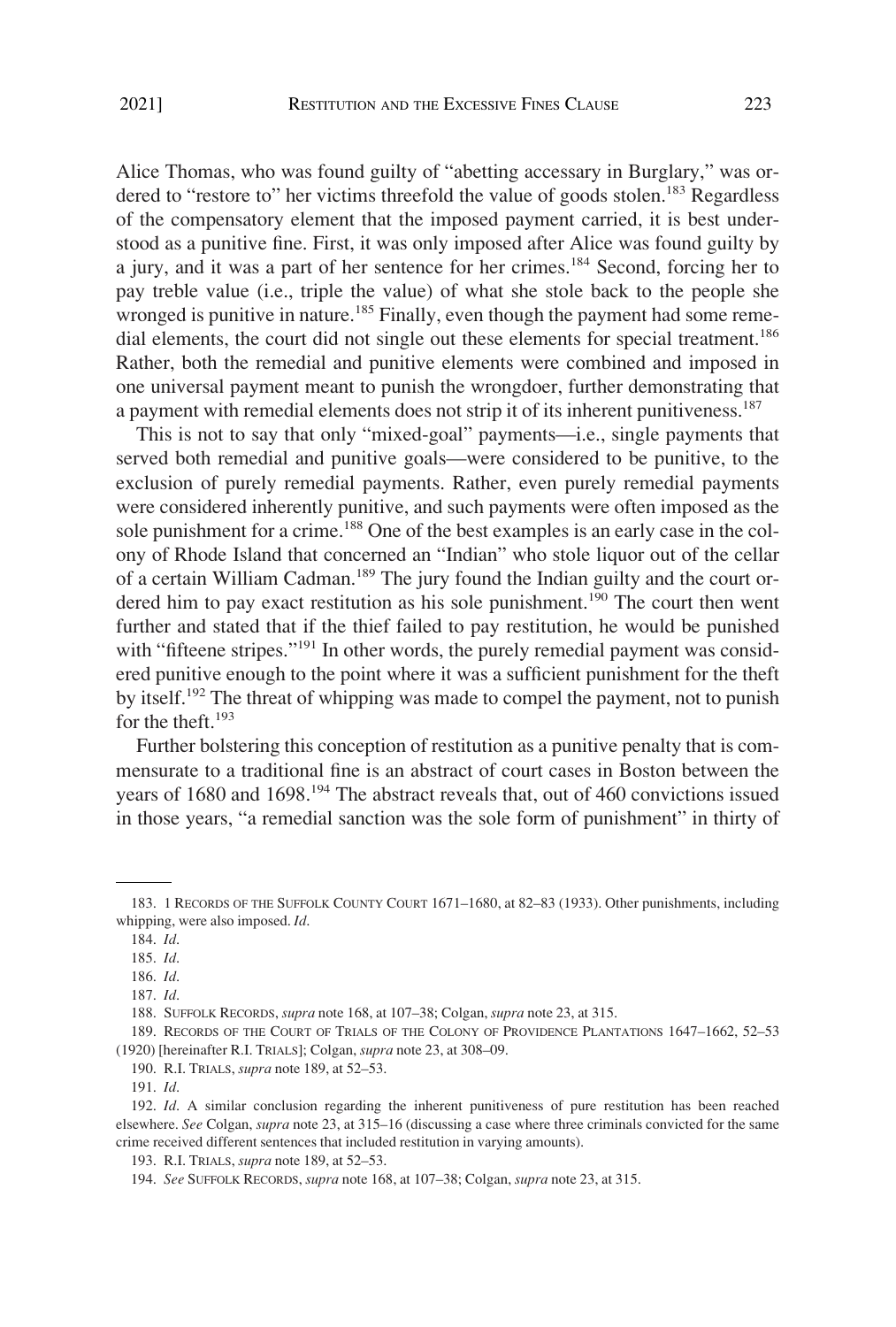Alice Thomas, who was found guilty of "abetting accessary in Burglary," was ordered to "restore to" her victims threefold the value of goods stolen.[183] Regardless of the compensatory element that the imposed payment carried, it is best understood as a punitive fine. First, it was only imposed after Alice was found guilty by a jury, and it was a part of her sentence for her crimes.[184] Second, forcing her to pay treble value (i.e., triple the value) of what she stole back to the people she wronged is punitive in nature.[185] Finally, even though the payment had some remedial elements, the court did not single out these elements for special treatment.[186] Rather, both the remedial and punitive elements were combined and imposed in one universal payment meant to punish the wrongdoer, further demonstrating that a payment with remedial elements does not strip it of its inherent punitiveness.[187]

This is not to say that only "mixed-goal" payments—i.e., single payments that served both remedial and punitive goals—were considered to be punitive, to the exclusion of purely remedial payments. Rather, even purely remedial payments were considered inherently punitive, and such payments were often imposed as the sole punishment for a crime.[188] One of the best examples is an early case in the colony of Rhode Island that concerned an "Indian" who stole liquor out of the cellar of a certain William Cadman.[189] The jury found the Indian guilty and the court ordered him to pay exact restitution as his sole punishment.[190] The court then went further and stated that if the thief failed to pay restitution, he would be punished with "fifteene stripes."[191] In other words, the purely remedial payment was considered punitive enough to the point where it was a sufficient punishment for the theft by itself.[192] The threat of whipping was made to compel the payment, not to punish for the theft.[193]

Further bolstering this conception of restitution as a punitive penalty that is commensurate to a traditional fine is an abstract of court cases in Boston between the years of 1680 and 1698.[194] The abstract reveals that, out of 460 convictions issued in those years, "a remedial sanction was the sole form of punishment" in thirty of

---

183. 1 RECORDS OF THE SUFFOLK COUNTY COURT 1671–1680, at 82–83 (1933). Other punishments, including whipping, were also imposed. *Id*.

184. *Id*.

185. *Id*.

186. *Id*.

187. *Id*.

188. SUFFOLK RECORDS, *supra* note 168, at 107–38; Colgan, *supra* note 23, at 315.

189. RECORDS OF THE COURT OF TRIALS OF THE COLONY OF PROVIDENCE PLANTATIONS 1647–1662, 52–53 (1920) [hereinafter R.I. TRIALS]; Colgan, *supra* note 23, at 308–09.

190. R.I. TRIALS, *supra* note 189, at 52–53.

191. *Id*.

192. *Id*. A similar conclusion regarding the inherent punitiveness of pure restitution has been reached elsewhere. *See* Colgan, *supra* note 23, at 315–16 (discussing a case where three criminals convicted for the same crime received different sentences that included restitution in varying amounts).

193. R.I. TRIALS, *supra* note 189, at 52–53.

194. *See* SUFFOLK RECORDS, *supra* note 168, at 107–38; Colgan, *supra* note 23, at 315.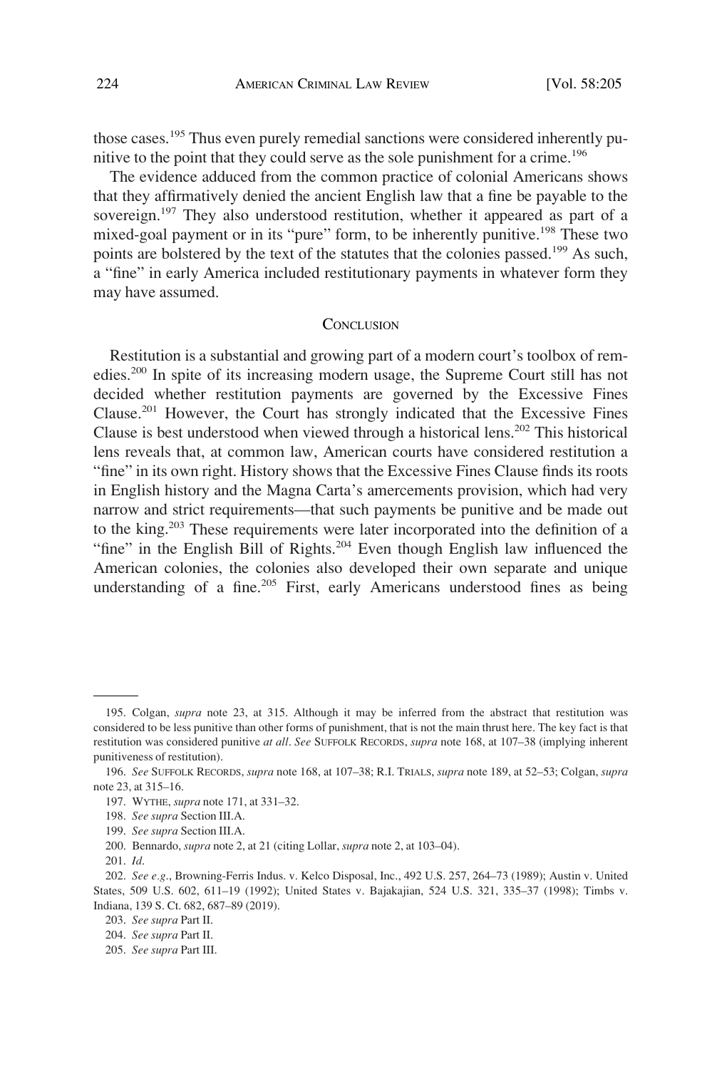those cases.[195] Thus even purely remedial sanctions were considered inherently punitive to the point that they could serve as the sole punishment for a crime.[196]

The evidence adduced from the common practice of colonial Americans shows that they affirmatively denied the ancient English law that a fine be payable to the sovereign.[197] They also understood restitution, whether it appeared as part of a mixed-goal payment or in its "pure" form, to be inherently punitive.[198] These two points are bolstered by the text of the statutes that the colonies passed.[199] As such, a "fine" in early America included restitutionary payments in whatever form they may have assumed.

## Conclusion

Restitution is a substantial and growing part of a modern court's toolbox of remedies.[200] In spite of its increasing modern usage, the Supreme Court still has not decided whether restitution payments are governed by the Excessive Fines Clause.[201] However, the Court has strongly indicated that the Excessive Fines Clause is best understood when viewed through a historical lens.[202] This historical lens reveals that, at common law, American courts have considered restitution a "fine" in its own right. History shows that the Excessive Fines Clause finds its roots in English history and the Magna Carta's amercements provision, which had very narrow and strict requirements—that such payments be punitive and be made out to the king.[203] These requirements were later incorporated into the definition of a "fine" in the English Bill of Rights.[204] Even though English law influenced the American colonies, the colonies also developed their own separate and unique understanding of a fine.[205] First, early Americans understood fines as being

---

195. Colgan, *supra* note 23, at 315. Although it may be inferred from the abstract that restitution was considered to be less punitive than other forms of punishment, that is not the main thrust here. The key fact is that restitution was considered punitive *at all*. *See* SUFFOLK RECORDS, *supra* note 168, at 107–38 (implying inherent punitiveness of restitution).

196. *See* SUFFOLK RECORDS, *supra* note 168, at 107–38; R.I. TRIALS, *supra* note 189, at 52–53; Colgan, *supra* note 23, at 315–16.

197. WYTHE, *supra* note 171, at 331–32.

198. *See supra* Section III.A.

199. *See supra* Section III.A.

200. Bennardo, *supra* note 2, at 21 (citing Lollar, *supra* note 2, at 103–04).

201. *Id.*

202. *See e.g.*, Browning-Ferris Indus. v. Kelco Disposal, Inc., 492 U.S. 257, 264–73 (1989); Austin v. United States, 509 U.S. 602, 611–19 (1992); United States v. Bajakajian, 524 U.S. 321, 335–37 (1998); Timbs v. Indiana, 139 S. Ct. 682, 687–89 (2019).

203. *See supra* Part II.

204. *See supra* Part II.

205. *See supra* Part III.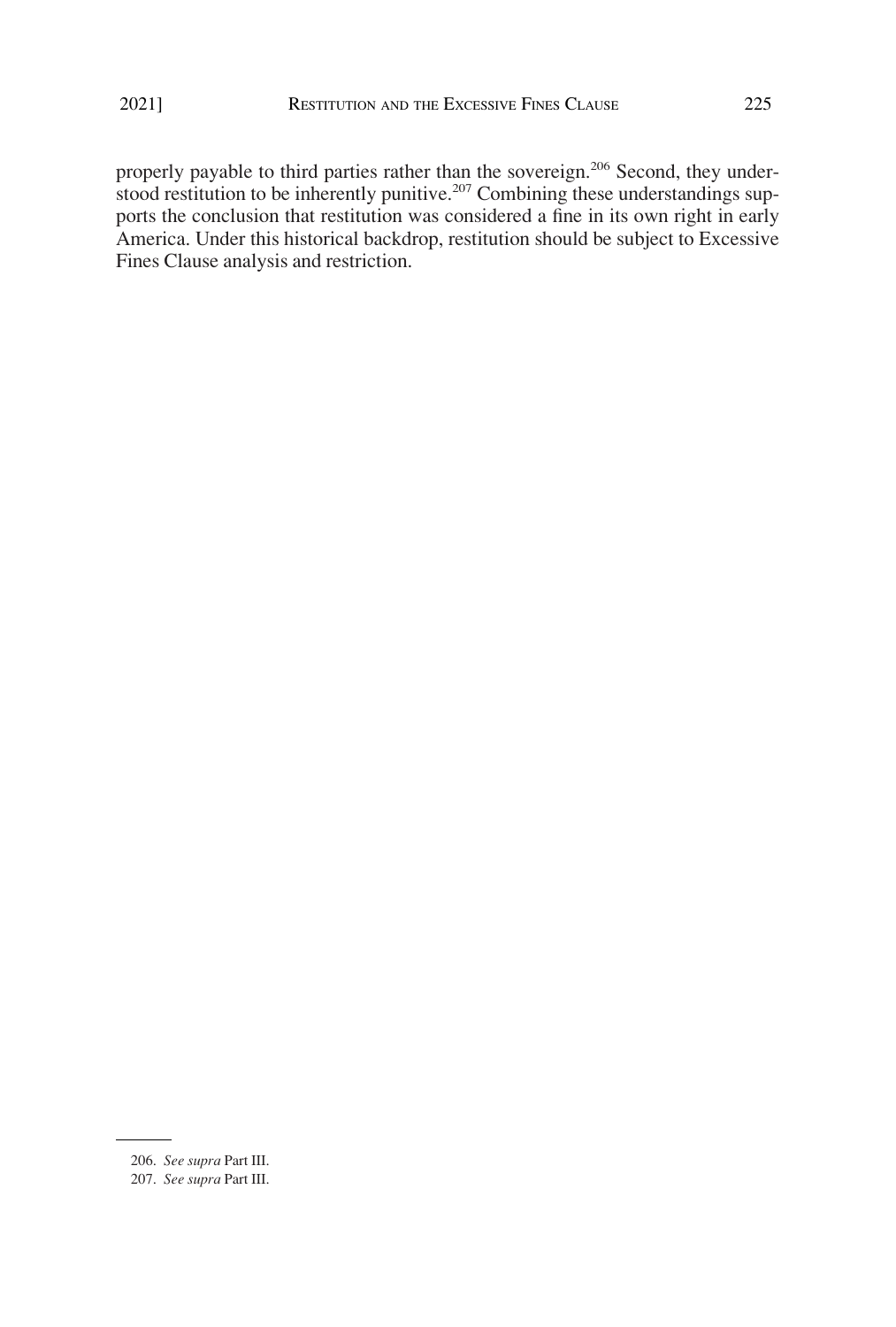properly payable to third parties rather than the sovereign.[206] Second, they understood restitution to be inherently punitive.[207] Combining these understandings supports the conclusion that restitution was considered a fine in its own right in early America. Under this historical backdrop, restitution should be subject to Excessive Fines Clause analysis and restriction.

---

206. *See supra* Part III.

207. *See supra* Part III.